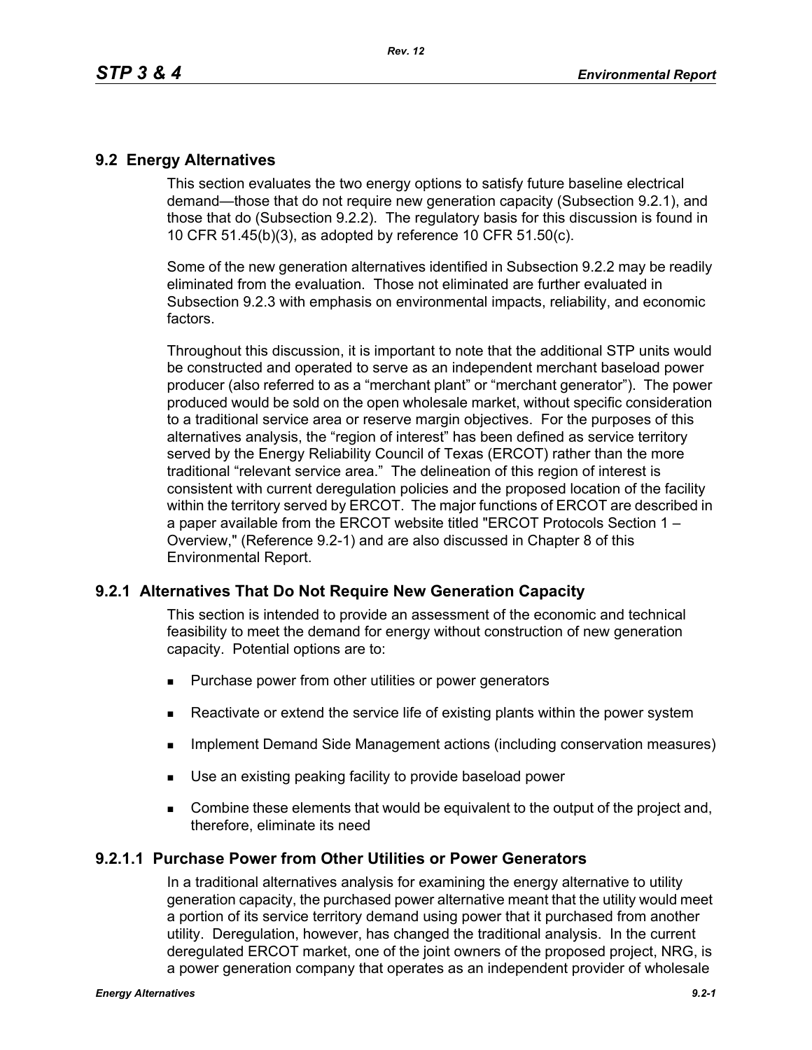## 9.2 Energy Alternatives

This section evaluates the two energy options to satisfy future baseline electrical demand—those that do not require new generation capacity (Subsection 9.2.1), and those that do (Subsection 9.2.2). The regulatory basis for this discussion is found in 10 CFR 51.45(b)(3), as adopted by reference 10 CFR 51.50(c).

Some of the new generation alternatives identified in Subsection 9.2.2 may be readily eliminated from the evaluation. Those not eliminated are further evaluated in Subsection 9.2.3 with emphasis on environmental impacts, reliability, and economic factors.

Throughout this discussion, it is important to note that the additional STP units would be constructed and operated to serve as an independent merchant baseload power producer (also referred to as a "merchant plant" or "merchant generator"). The power produced would be sold on the open wholesale market, without specific consideration to a traditional service area or reserve margin objectives. For the purposes of this alternatives analysis, the "region of interest" has been defined as service territory served by the Energy Reliability Council of Texas (ERCOT) rather than the more traditional "relevant service area." The delineation of this region of interest is consistent with current deregulation policies and the proposed location of the facility within the territory served by ERCOT. The major functions of ERCOT are described in a paper available from the ERCOT website titled "ERCOT Protocols Section 1 – Overview," (Reference 9.2-1) and are also discussed in Chapter 8 of this Environmental Report.

### 9.2.1 Alternatives That Do Not Require New Generation Capacity

This section is intended to provide an assessment of the economic and technical feasibility to meet the demand for energy without construction of new generation capacity. Potential options are to:

- Purchase power from other utilities or power generators
- Reactivate or extend the service life of existing plants within the power system
- Implement Demand Side Management actions (including conservation measures)
- Use an existing peaking facility to provide baseload power
- Combine these elements that would be equivalent to the output of the project and, therefore, eliminate its need

#### 9.2.1.1 Purchase Power from Other Utilities or Power Generators

In a traditional alternatives analysis for examining the energy alternative to utility generation capacity, the purchased power alternative meant that the utility would meet a portion of its service territory demand using power that it purchased from another utility. Deregulation, however, has changed the traditional analysis. In the current deregulated ERCOT market, one of the joint owners of the proposed project, NRG, is a power generation company that operates as an independent provider of wholesale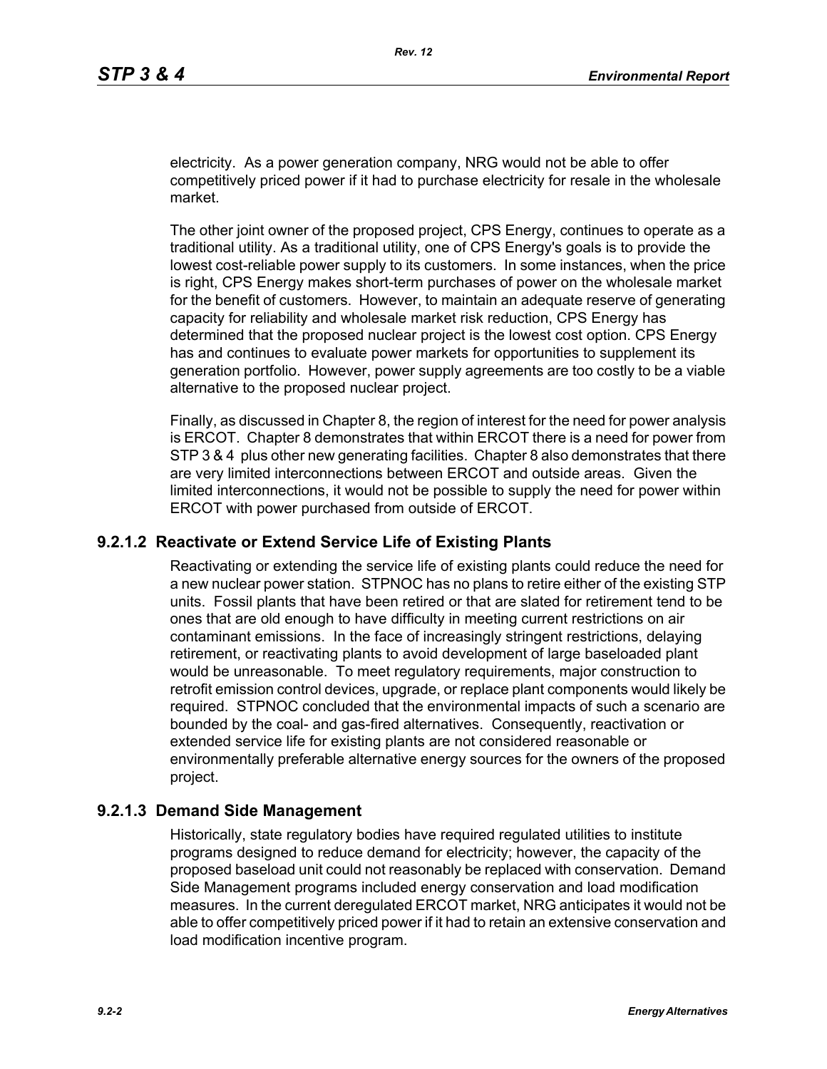electricity. As a power generation company, NRG would not be able to offer competitively priced power if it had to purchase electricity for resale in the wholesale market.

The other joint owner of the proposed project, CPS Energy, continues to operate as a traditional utility. As a traditional utility, one of CPS Energy's goals is to provide the lowest cost-reliable power supply to its customers. In some instances, when the price is right, CPS Energy makes short-term purchases of power on the wholesale market for the benefit of customers. However, to maintain an adequate reserve of generating capacity for reliability and wholesale market risk reduction, CPS Energy has determined that the proposed nuclear project is the lowest cost option. CPS Energy has and continues to evaluate power markets for opportunities to supplement its generation portfolio. However, power supply agreements are too costly to be a viable alternative to the proposed nuclear project.

Finally, as discussed in Chapter 8, the region of interest for the need for power analysis is ERCOT. Chapter 8 demonstrates that within ERCOT there is a need for power from STP 3 & 4 plus other new generating facilities. Chapter 8 also demonstrates that there are very limited interconnections between ERCOT and outside areas. Given the limited interconnections, it would not be possible to supply the need for power within ERCOT with power purchased from outside of ERCOT.

### 9.2.1.2 Reactivate or Extend Service Life of Existing Plants

Reactivating or extending the service life of existing plants could reduce the need for a new nuclear power station. STPNOC has no plans to retire either of the existing STP units. Fossil plants that have been retired or that are slated for retirement tend to be ones that are old enough to have difficulty in meeting current restrictions on air contaminant emissions. In the face of increasingly stringent restrictions, delaying retirement, or reactivating plants to avoid development of large baseloaded plant would be unreasonable. To meet regulatory requirements, major construction to retrofit emission control devices, upgrade, or replace plant components would likely be required. STPNOC concluded that the environmental impacts of such a scenario are bounded by the coal- and gas-fired alternatives. Consequently, reactivation or extended service life for existing plants are not considered reasonable or environmentally preferable alternative energy sources for the owners of the proposed project.

### 9.2.1.3 Demand Side Management

Historically, state regulatory bodies have required regulated utilities to institute programs designed to reduce demand for electricity; however, the capacity of the proposed baseload unit could not reasonably be replaced with conservation. Demand Side Management programs included energy conservation and load modification measures. In the current deregulated ERCOT market, NRG anticipates it would not be able to offer competitively priced power if it had to retain an extensive conservation and load modification incentive program.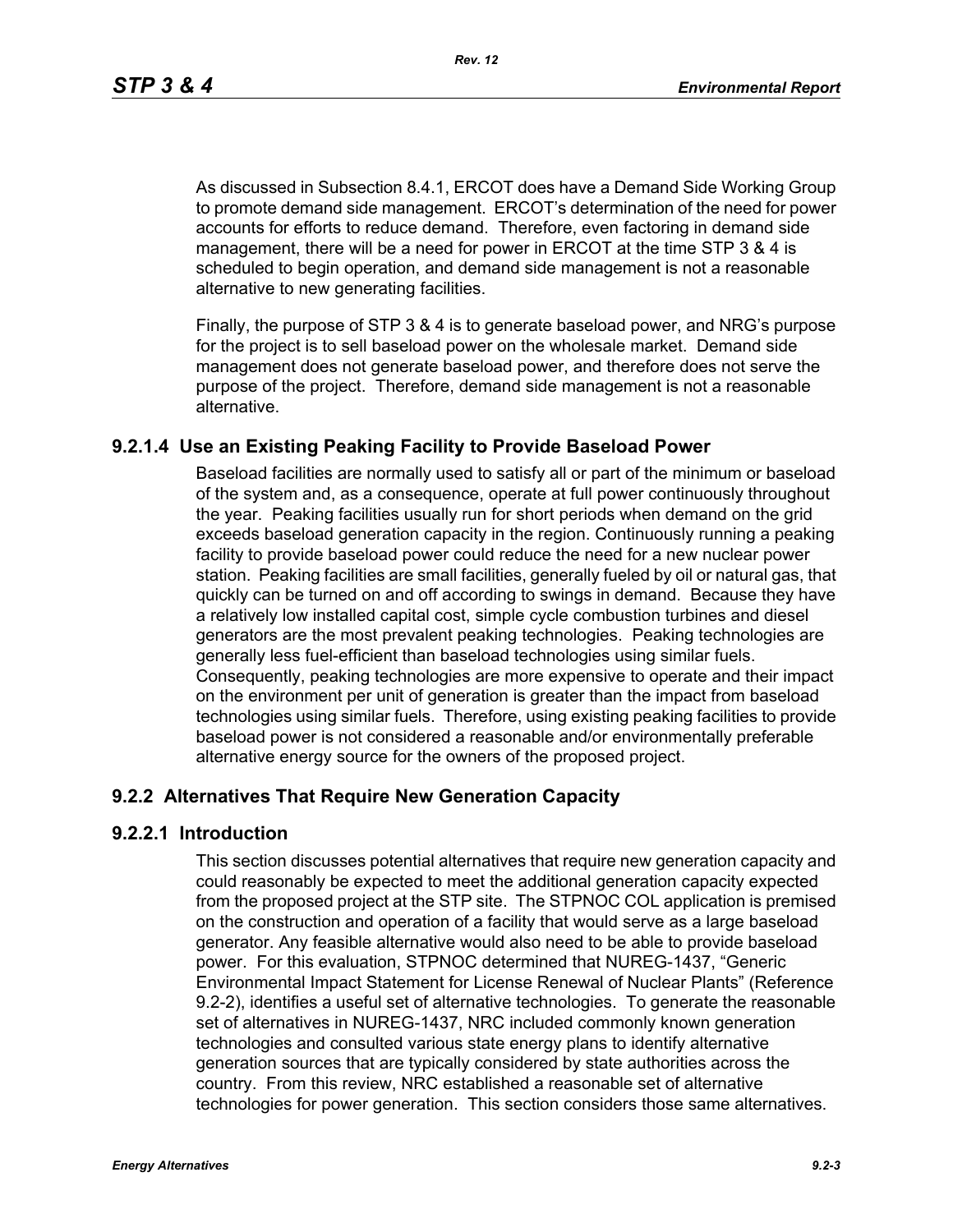As discussed in Subsection 8.4.1, ERCOT does have a Demand Side Working Group to promote demand side management. ERCOT's determination of the need for power accounts for efforts to reduce demand. Therefore, even factoring in demand side management, there will be a need for power in ERCOT at the time STP 3 & 4 is scheduled to begin operation, and demand side management is not a reasonable alternative to new generating facilities.

Finally, the purpose of STP 3 & 4 is to generate baseload power, and NRG's purpose for the project is to sell baseload power on the wholesale market. Demand side management does not generate baseload power, and therefore does not serve the purpose of the project. Therefore, demand side management is not a reasonable alternative.

#### 9.2.1.4 Use an Existing Peaking Facility to Provide Baseload Power

Baseload facilities are normally used to satisfy all or part of the minimum or baseload of the system and, as a consequence, operate at full power continuously throughout the year. Peaking facilities usually run for short periods when demand on the grid exceeds baseload generation capacity in the region. Continuously running a peaking facility to provide baseload power could reduce the need for a new nuclear power station. Peaking facilities are small facilities, generally fueled by oil or natural gas, that quickly can be turned on and off according to swings in demand. Because they have a relatively low installed capital cost, simple cycle combustion turbines and diesel generators are the most prevalent peaking technologies. Peaking technologies are generally less fuel-efficient than baseload technologies using similar fuels. Consequently, peaking technologies are more expensive to operate and their impact on the environment per unit of generation is greater than the impact from baseload technologies using similar fuels. Therefore, using existing peaking facilities to provide baseload power is not considered a reasonable and/or environmentally preferable alternative energy source for the owners of the proposed project.

### 9.2.2 Alternatives That Require New Generation Capacity

#### 9.2.2.1 Introduction

This section discusses potential alternatives that require new generation capacity and could reasonably be expected to meet the additional generation capacity expected from the proposed project at the STP site. The STPNOC COL application is premised on the construction and operation of a facility that would serve as a large baseload generator. Any feasible alternative would also need to be able to provide baseload power. For this evaluation, STPNOC determined that NUREG-1437, "Generic Environmental Impact Statement for License Renewal of Nuclear Plants" (Reference 9.2-2), identifies a useful set of alternative technologies. To generate the reasonable set of alternatives in NUREG-1437, NRC included commonly known generation technologies and consulted various state energy plans to identify alternative generation sources that are typically considered by state authorities across the country. From this review, NRC established a reasonable set of alternative technologies for power generation. This section considers those same alternatives.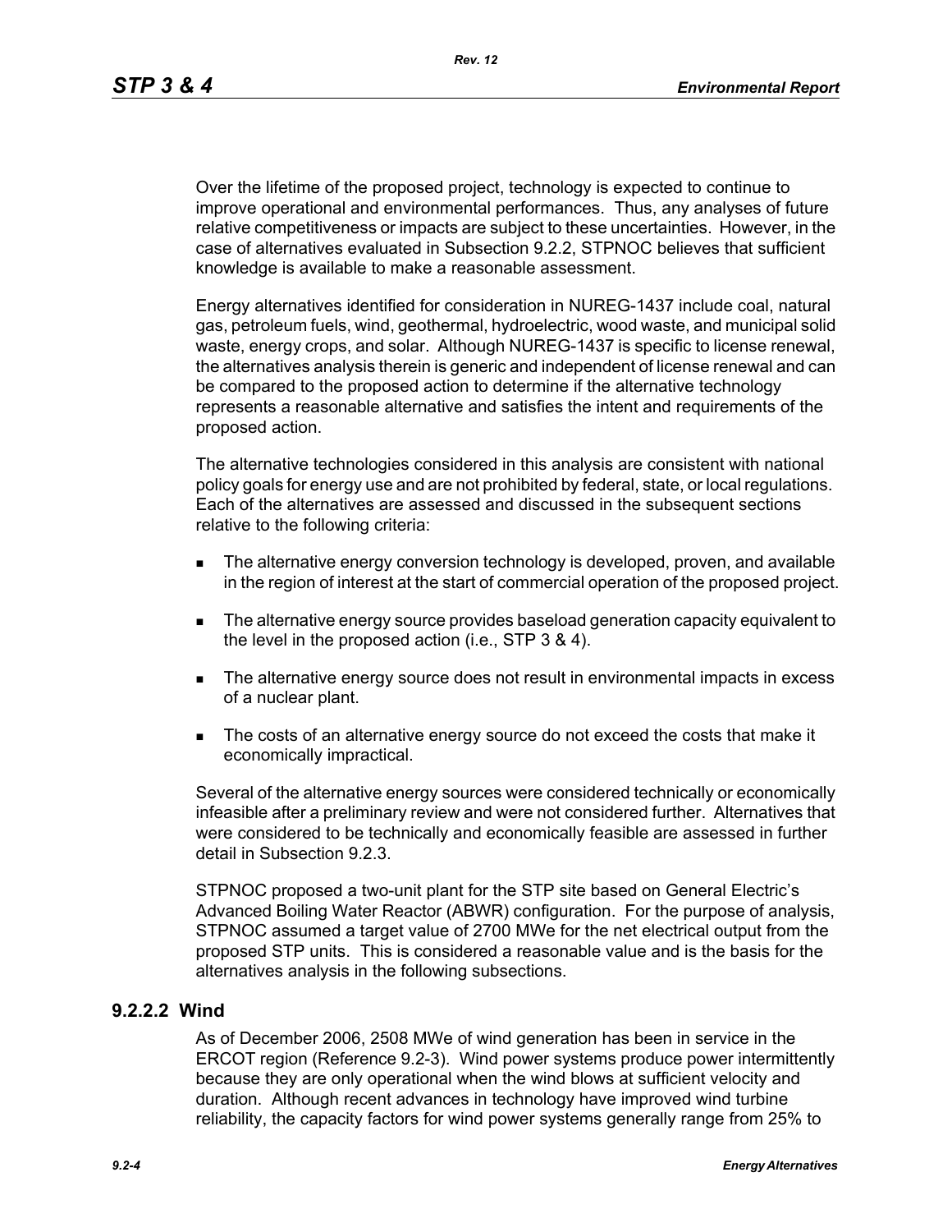Over the lifetime of the proposed project, technology is expected to continue to improve operational and environmental performances. Thus, any analyses of future relative competitiveness or impacts are subject to these uncertainties. However, in the case of alternatives evaluated in Subsection 9.2.2, STPNOC believes that sufficient knowledge is available to make a reasonable assessment.

Energy alternatives identified for consideration in NUREG-1437 include coal, natural gas, petroleum fuels, wind, geothermal, hydroelectric, wood waste, and municipal solid waste, energy crops, and solar. Although NUREG-1437 is specific to license renewal, the alternatives analysis therein is generic and independent of license renewal and can be compared to the proposed action to determine if the alternative technology represents a reasonable alternative and satisfies the intent and requirements of the proposed action.

The alternative technologies considered in this analysis are consistent with national policy goals for energy use and are not prohibited by federal, state, or local regulations. Each of the alternatives are assessed and discussed in the subsequent sections relative to the following criteria:

- The alternative energy conversion technology is developed, proven, and available in the region of interest at the start of commercial operation of the proposed project.
- The alternative energy source provides baseload generation capacity equivalent to the level in the proposed action (i.e., STP 3 & 4).
- The alternative energy source does not result in environmental impacts in excess of a nuclear plant.
- The costs of an alternative energy source do not exceed the costs that make it economically impractical.

Several of the alternative energy sources were considered technically or economically infeasible after a preliminary review and were not considered further. Alternatives that were considered to be technically and economically feasible are assessed in further detail in Subsection 9.2.3.

STPNOC proposed a two-unit plant for the STP site based on General Electric's Advanced Boiling Water Reactor (ABWR) configuration. For the purpose of analysis, STPNOC assumed a target value of 2700 MWe for the net electrical output from the proposed STP units. This is considered a reasonable value and is the basis for the alternatives analysis in the following subsections.

### 9.2.2.2 Wind

As of December 2006, 2508 MWe of wind generation has been in service in the ERCOT region (Reference 9.2-3). Wind power systems produce power intermittently because they are only operational when the wind blows at sufficient velocity and duration. Although recent advances in technology have improved wind turbine reliability, the capacity factors for wind power systems generally range from 25% to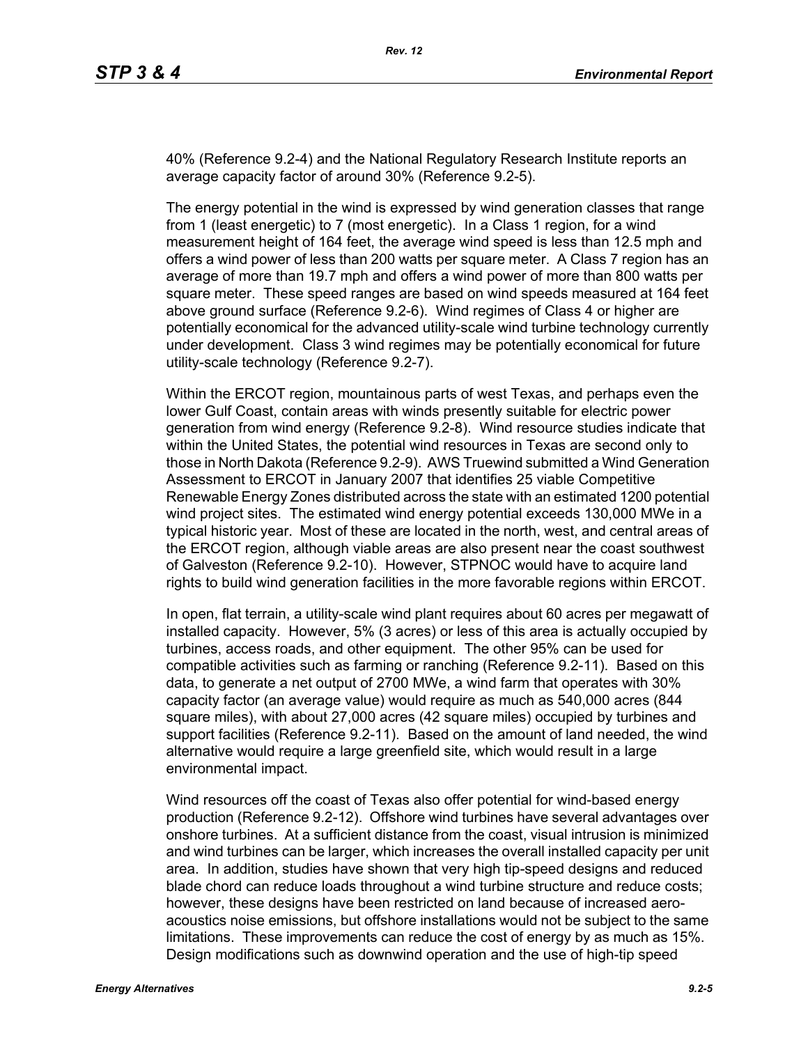40% (Reference 9.2-4) and the National Regulatory Research Institute reports an average capacity factor of around 30% (Reference 9.2-5).

The energy potential in the wind is expressed by wind generation classes that range from 1 (least energetic) to 7 (most energetic). In a Class 1 region, for a wind measurement height of 164 feet, the average wind speed is less than 12.5 mph and offers a wind power of less than 200 watts per square meter. A Class 7 region has an average of more than 19.7 mph and offers a wind power of more than 800 watts per square meter. These speed ranges are based on wind speeds measured at 164 feet above ground surface (Reference 9.2-6). Wind regimes of Class 4 or higher are potentially economical for the advanced utility-scale wind turbine technology currently under development. Class 3 wind regimes may be potentially economical for future utility-scale technology (Reference 9.2-7).

Within the ERCOT region, mountainous parts of west Texas, and perhaps even the lower Gulf Coast, contain areas with winds presently suitable for electric power generation from wind energy (Reference 9.2-8). Wind resource studies indicate that within the United States, the potential wind resources in Texas are second only to those in North Dakota (Reference 9.2-9). AWS Truewind submitted a Wind Generation Assessment to ERCOT in January 2007 that identifies 25 viable Competitive Renewable Energy Zones distributed across the state with an estimated 1200 potential wind project sites. The estimated wind energy potential exceeds 130,000 MWe in a typical historic year. Most of these are located in the north, west, and central areas of the ERCOT region, although viable areas are also present near the coast southwest of Galveston (Reference 9.2-10). However, STPNOC would have to acquire land rights to build wind generation facilities in the more favorable regions within ERCOT.

In open, flat terrain, a utility-scale wind plant requires about 60 acres per megawatt of installed capacity. However, 5% (3 acres) or less of this area is actually occupied by turbines, access roads, and other equipment. The other 95% can be used for compatible activities such as farming or ranching (Reference 9.2-11). Based on this data, to generate a net output of 2700 MWe, a wind farm that operates with 30% capacity factor (an average value) would require as much as 540,000 acres (844 square miles), with about 27,000 acres (42 square miles) occupied by turbines and support facilities (Reference 9.2-11). Based on the amount of land needed, the wind alternative would require a large greenfield site, which would result in a large environmental impact.

Wind resources off the coast of Texas also offer potential for wind-based energy production (Reference 9.2-12). Offshore wind turbines have several advantages over onshore turbines. At a sufficient distance from the coast, visual intrusion is minimized and wind turbines can be larger, which increases the overall installed capacity per unit area. In addition, studies have shown that very high tip-speed designs and reduced blade chord can reduce loads throughout a wind turbine structure and reduce costs; however, these designs have been restricted on land because of increased aero-acoustics noise emissions, but offshore installations would not be subject to the same limitations. These improvements can reduce the cost of energy by as much as 15%. Design modifications such as downwind operation and the use of high-tip speed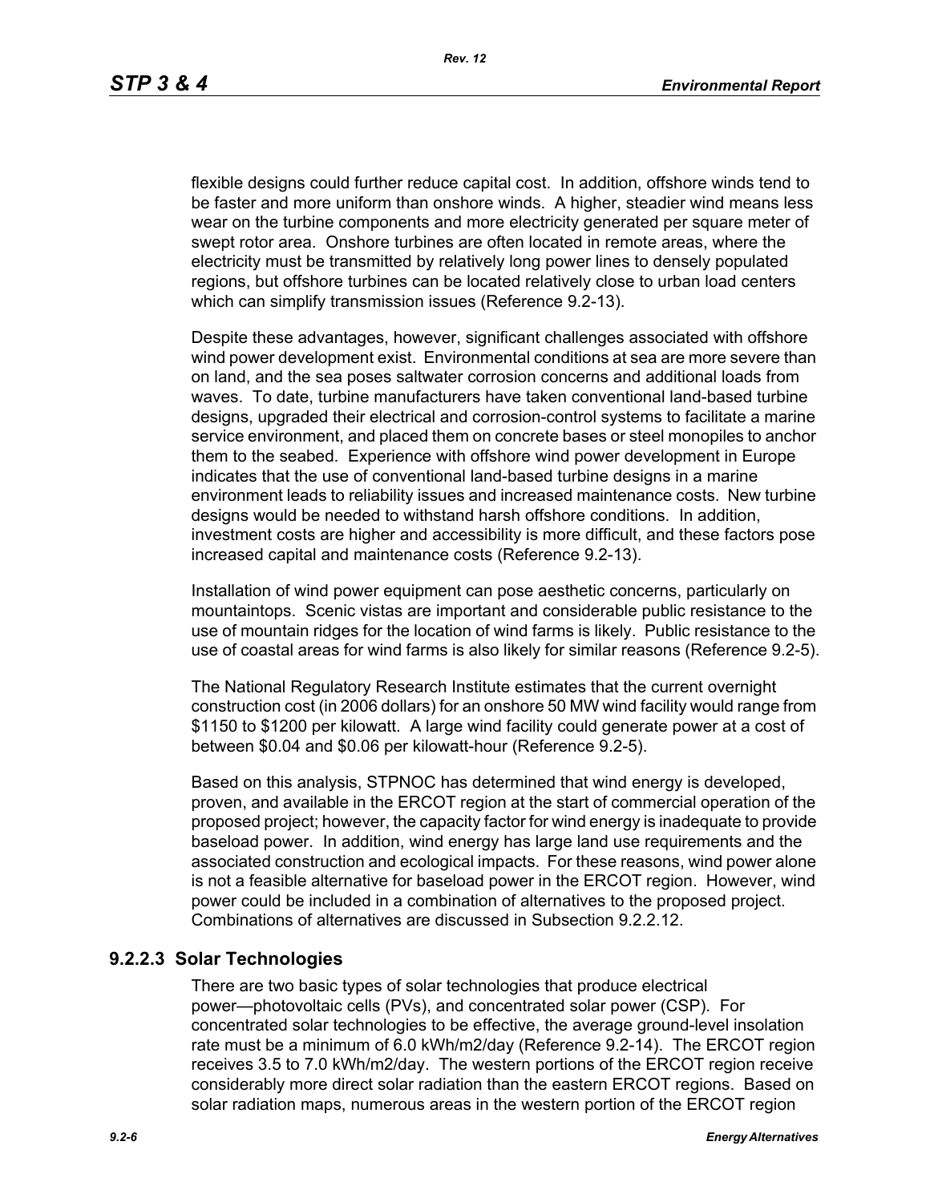flexible designs could further reduce capital cost. In addition, offshore winds tend to be faster and more uniform than onshore winds. A higher, steadier wind means less wear on the turbine components and more electricity generated per square meter of swept rotor area. Onshore turbines are often located in remote areas, where the electricity must be transmitted by relatively long power lines to densely populated regions, but offshore turbines can be located relatively close to urban load centers which can simplify transmission issues (Reference 9.2-13).

Despite these advantages, however, significant challenges associated with offshore wind power development exist. Environmental conditions at sea are more severe than on land, and the sea poses saltwater corrosion concerns and additional loads from waves. To date, turbine manufacturers have taken conventional land-based turbine designs, upgraded their electrical and corrosion-control systems to facilitate a marine service environment, and placed them on concrete bases or steel monopiles to anchor them to the seabed. Experience with offshore wind power development in Europe indicates that the use of conventional land-based turbine designs in a marine environment leads to reliability issues and increased maintenance costs. New turbine designs would be needed to withstand harsh offshore conditions. In addition, investment costs are higher and accessibility is more difficult, and these factors pose increased capital and maintenance costs (Reference 9.2-13).

Installation of wind power equipment can pose aesthetic concerns, particularly on mountaintops. Scenic vistas are important and considerable public resistance to the use of mountain ridges for the location of wind farms is likely. Public resistance to the use of coastal areas for wind farms is also likely for similar reasons (Reference 9.2-5).

The National Regulatory Research Institute estimates that the current overnight construction cost (in 2006 dollars) for an onshore 50 MW wind facility would range from \$1150 to \$1200 per kilowatt. A large wind facility could generate power at a cost of between \$0.04 and \$0.06 per kilowatt-hour (Reference 9.2-5).

Based on this analysis, STPNOC has determined that wind energy is developed, proven, and available in the ERCOT region at the start of commercial operation of the proposed project; however, the capacity factor for wind energy is inadequate to provide baseload power. In addition, wind energy has large land use requirements and the associated construction and ecological impacts. For these reasons, wind power alone is not a feasible alternative for baseload power in the ERCOT region. However, wind power could be included in a combination of alternatives to the proposed project. Combinations of alternatives are discussed in Subsection 9.2.2.12.

### 9.2.2.3 Solar Technologies

There are two basic types of solar technologies that produce electrical power—photovoltaic cells (PVs), and concentrated solar power (CSP). For concentrated solar technologies to be effective, the average ground-level insolation rate must be a minimum of 6.0 kWh/m2/day (Reference 9.2-14). The ERCOT region receives 3.5 to 7.0 kWh/m2/day. The western portions of the ERCOT region receive considerably more direct solar radiation than the eastern ERCOT regions. Based on solar radiation maps, numerous areas in the western portion of the ERCOT region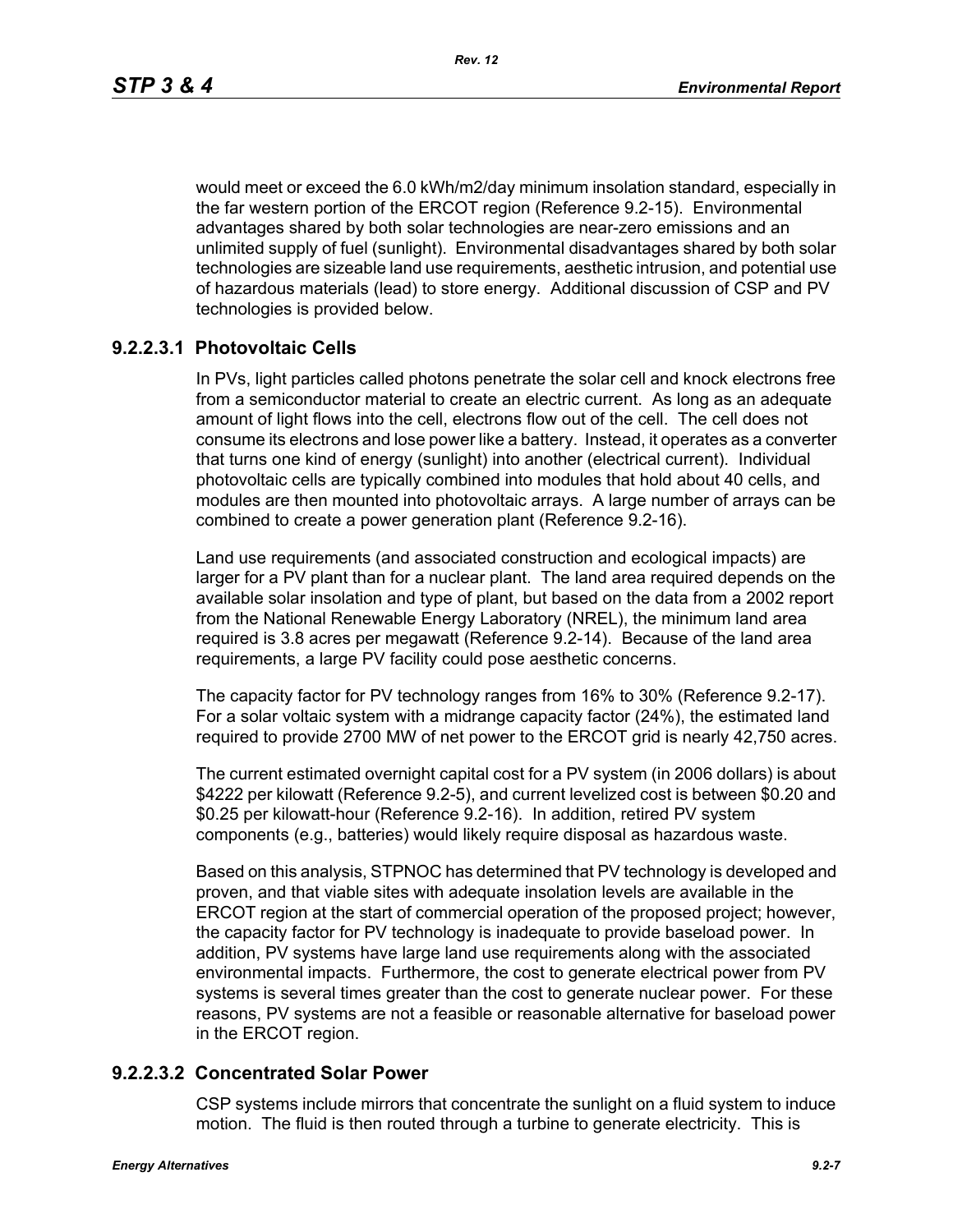would meet or exceed the 6.0 kWh/m2/day minimum insolation standard, especially in the far western portion of the ERCOT region (Reference 9.2-15). Environmental advantages shared by both solar technologies are near-zero emissions and an unlimited supply of fuel (sunlight). Environmental disadvantages shared by both solar technologies are sizeable land use requirements, aesthetic intrusion, and potential use of hazardous materials (lead) to store energy. Additional discussion of CSP and PV technologies is provided below.

### 9.2.2.3.1 Photovoltaic Cells

In PVs, light particles called photons penetrate the solar cell and knock electrons free from a semiconductor material to create an electric current. As long as an adequate amount of light flows into the cell, electrons flow out of the cell. The cell does not consume its electrons and lose power like a battery. Instead, it operates as a converter that turns one kind of energy (sunlight) into another (electrical current). Individual photovoltaic cells are typically combined into modules that hold about 40 cells, and modules are then mounted into photovoltaic arrays. A large number of arrays can be combined to create a power generation plant (Reference 9.2-16).

Land use requirements (and associated construction and ecological impacts) are larger for a PV plant than for a nuclear plant. The land area required depends on the available solar insolation and type of plant, but based on the data from a 2002 report from the National Renewable Energy Laboratory (NREL), the minimum land area required is 3.8 acres per megawatt (Reference 9.2-14). Because of the land area requirements, a large PV facility could pose aesthetic concerns.

The capacity factor for PV technology ranges from 16% to 30% (Reference 9.2-17). For a solar voltaic system with a midrange capacity factor (24%), the estimated land required to provide 2700 MW of net power to the ERCOT grid is nearly 42,750 acres.

The current estimated overnight capital cost for a PV system (in 2006 dollars) is about $4222 per kilowatt (Reference 9.2-5), and current levelized cost is between $0.20 and $0.25 per kilowatt-hour (Reference 9.2-16). In addition, retired PV system components (e.g., batteries) would likely require disposal as hazardous waste.

Based on this analysis, STPNOC has determined that PV technology is developed and proven, and that viable sites with adequate insolation levels are available in the ERCOT region at the start of commercial operation of the proposed project; however, the capacity factor for PV technology is inadequate to provide baseload power. In addition, PV systems have large land use requirements along with the associated environmental impacts. Furthermore, the cost to generate electrical power from PV systems is several times greater than the cost to generate nuclear power. For these reasons, PV systems are not a feasible or reasonable alternative for baseload power in the ERCOT region.

### 9.2.2.3.2 Concentrated Solar Power

CSP systems include mirrors that concentrate the sunlight on a fluid system to induce motion. The fluid is then routed through a turbine to generate electricity. This is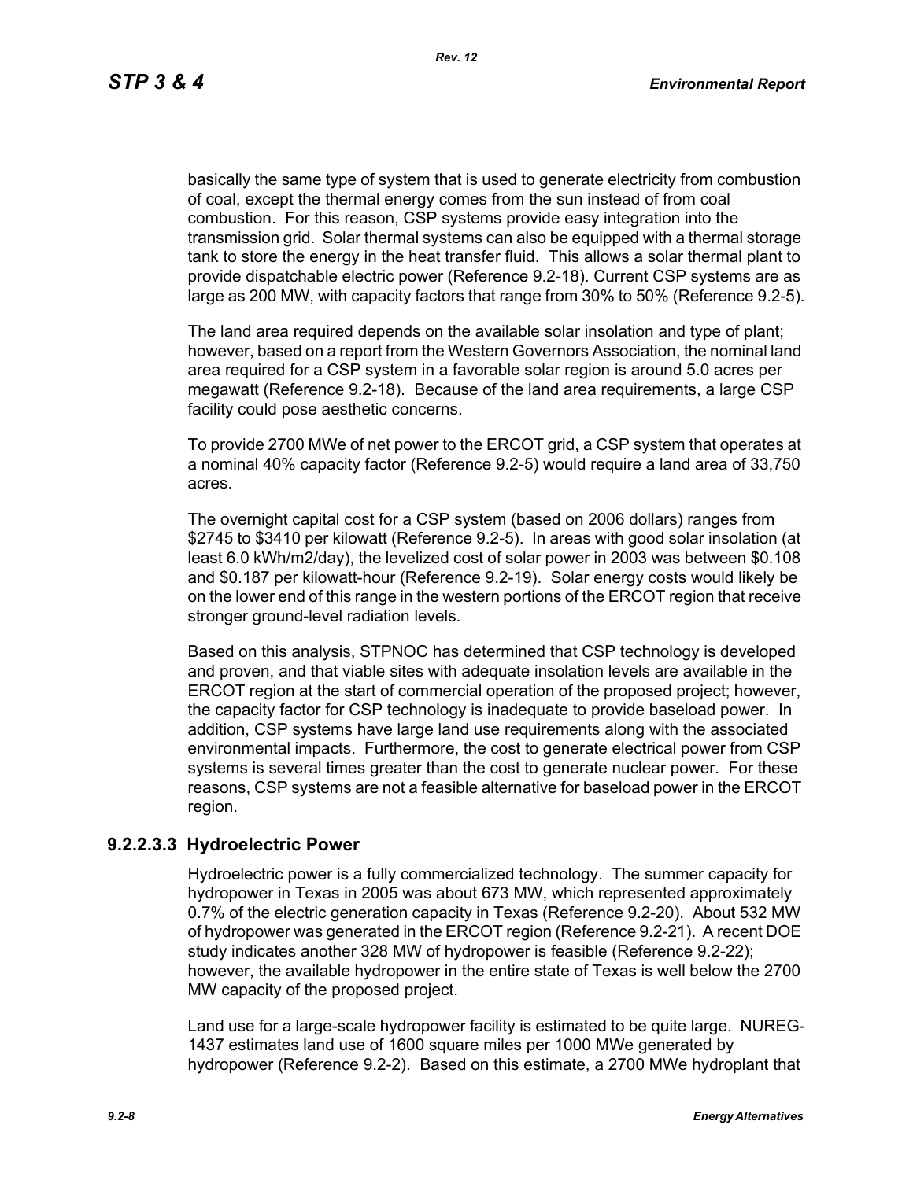basically the same type of system that is used to generate electricity from combustion of coal, except the thermal energy comes from the sun instead of from coal combustion. For this reason, CSP systems provide easy integration into the transmission grid. Solar thermal systems can also be equipped with a thermal storage tank to store the energy in the heat transfer fluid. This allows a solar thermal plant to provide dispatchable electric power (Reference 9.2-18). Current CSP systems are as large as 200 MW, with capacity factors that range from 30% to 50% (Reference 9.2-5).

The land area required depends on the available solar insolation and type of plant; however, based on a report from the Western Governors Association, the nominal land area required for a CSP system in a favorable solar region is around 5.0 acres per megawatt (Reference 9.2-18). Because of the land area requirements, a large CSP facility could pose aesthetic concerns.

To provide 2700 MWe of net power to the ERCOT grid, a CSP system that operates at a nominal 40% capacity factor (Reference 9.2-5) would require a land area of 33,750 acres.

The overnight capital cost for a CSP system (based on 2006 dollars) ranges from \$2745 to \$3410 per kilowatt (Reference 9.2-5). In areas with good solar insolation (at least 6.0 kWh/m2/day), the levelized cost of solar power in 2003 was between \$0.108 and \$0.187 per kilowatt-hour (Reference 9.2-19). Solar energy costs would likely be on the lower end of this range in the western portions of the ERCOT region that receive stronger ground-level radiation levels.

Based on this analysis, STPNOC has determined that CSP technology is developed and proven, and that viable sites with adequate insolation levels are available in the ERCOT region at the start of commercial operation of the proposed project; however, the capacity factor for CSP technology is inadequate to provide baseload power. In addition, CSP systems have large land use requirements along with the associated environmental impacts. Furthermore, the cost to generate electrical power from CSP systems is several times greater than the cost to generate nuclear power. For these reasons, CSP systems are not a feasible alternative for baseload power in the ERCOT region.

### 9.2.2.3.3 Hydroelectric Power

Hydroelectric power is a fully commercialized technology. The summer capacity for hydropower in Texas in 2005 was about 673 MW, which represented approximately 0.7% of the electric generation capacity in Texas (Reference 9.2-20). About 532 MW of hydropower was generated in the ERCOT region (Reference 9.2-21). A recent DOE study indicates another 328 MW of hydropower is feasible (Reference 9.2-22); however, the available hydropower in the entire state of Texas is well below the 2700 MW capacity of the proposed project.

Land use for a large-scale hydropower facility is estimated to be quite large. NUREG-1437 estimates land use of 1600 square miles per 1000 MWe generated by hydropower (Reference 9.2-2). Based on this estimate, a 2700 MWe hydroplant that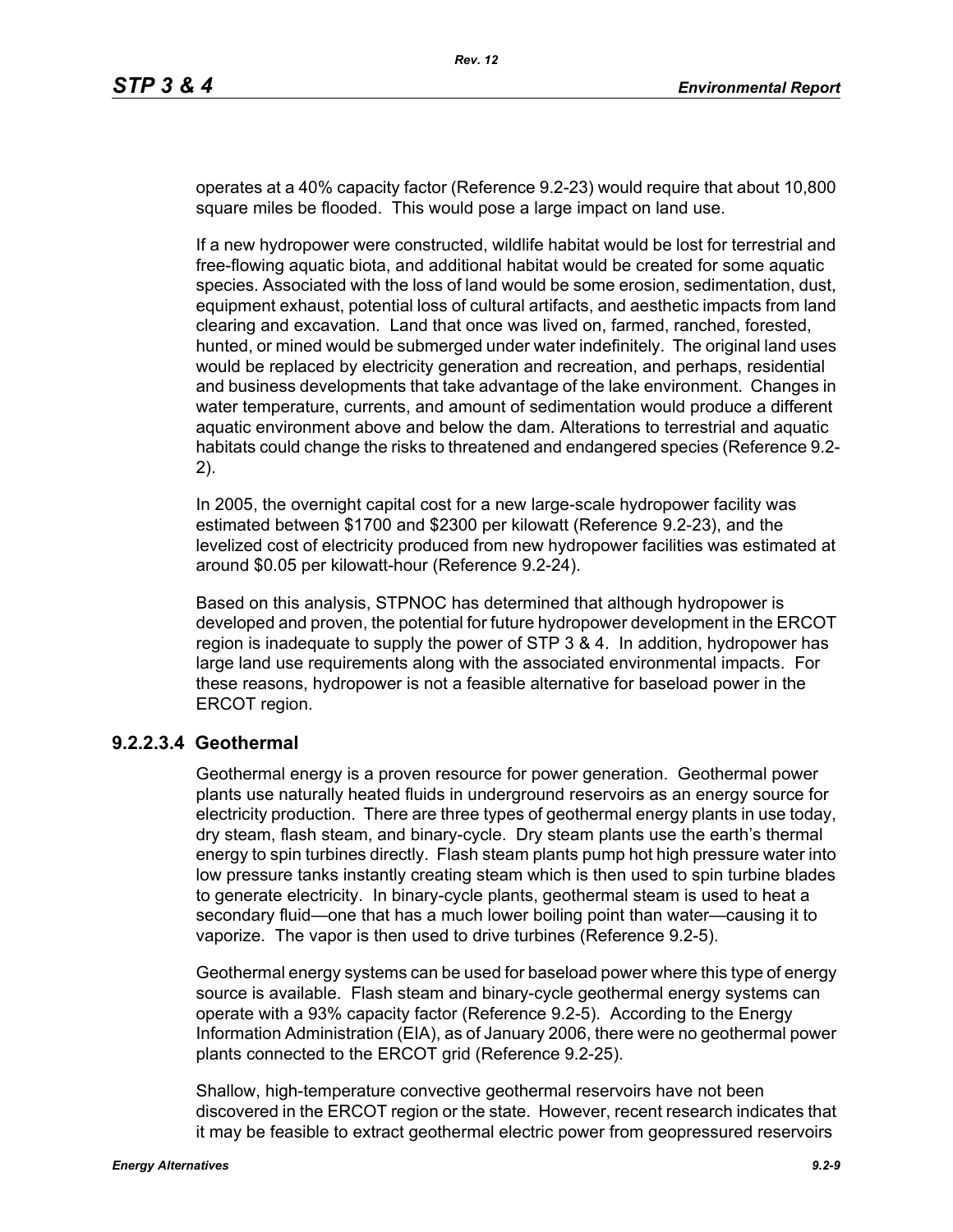operates at a 40% capacity factor (Reference 9.2-23) would require that about 10,800 square miles be flooded. This would pose a large impact on land use.

If a new hydropower were constructed, wildlife habitat would be lost for terrestrial and free-flowing aquatic biota, and additional habitat would be created for some aquatic species. Associated with the loss of land would be some erosion, sedimentation, dust, equipment exhaust, potential loss of cultural artifacts, and aesthetic impacts from land clearing and excavation. Land that once was lived on, farmed, ranched, forested, hunted, or mined would be submerged under water indefinitely. The original land uses would be replaced by electricity generation and recreation, and perhaps, residential and business developments that take advantage of the lake environment. Changes in water temperature, currents, and amount of sedimentation would produce a different aquatic environment above and below the dam. Alterations to terrestrial and aquatic habitats could change the risks to threatened and endangered species (Reference 9.2-2).

In 2005, the overnight capital cost for a new large-scale hydropower facility was estimated between $1700 and $2300 per kilowatt (Reference 9.2-23), and the levelized cost of electricity produced from new hydropower facilities was estimated at around $0.05 per kilowatt-hour (Reference 9.2-24).

Based on this analysis, STPNOC has determined that although hydropower is developed and proven, the potential for future hydropower development in the ERCOT region is inadequate to supply the power of STP 3 & 4. In addition, hydropower has large land use requirements along with the associated environmental impacts. For these reasons, hydropower is not a feasible alternative for baseload power in the ERCOT region.

#### 9.2.2.3.4 Geothermal

Geothermal energy is a proven resource for power generation. Geothermal power plants use naturally heated fluids in underground reservoirs as an energy source for electricity production. There are three types of geothermal energy plants in use today, dry steam, flash steam, and binary-cycle. Dry steam plants use the earth's thermal energy to spin turbines directly. Flash steam plants pump hot high pressure water into low pressure tanks instantly creating steam which is then used to spin turbine blades to generate electricity. In binary-cycle plants, geothermal steam is used to heat a secondary fluid—one that has a much lower boiling point than water—causing it to vaporize. The vapor is then used to drive turbines (Reference 9.2-5).

Geothermal energy systems can be used for baseload power where this type of energy source is available. Flash steam and binary-cycle geothermal energy systems can operate with a 93% capacity factor (Reference 9.2-5). According to the Energy Information Administration (EIA), as of January 2006, there were no geothermal power plants connected to the ERCOT grid (Reference 9.2-25).

Shallow, high-temperature convective geothermal reservoirs have not been discovered in the ERCOT region or the state. However, recent research indicates that it may be feasible to extract geothermal electric power from geopressured reservoirs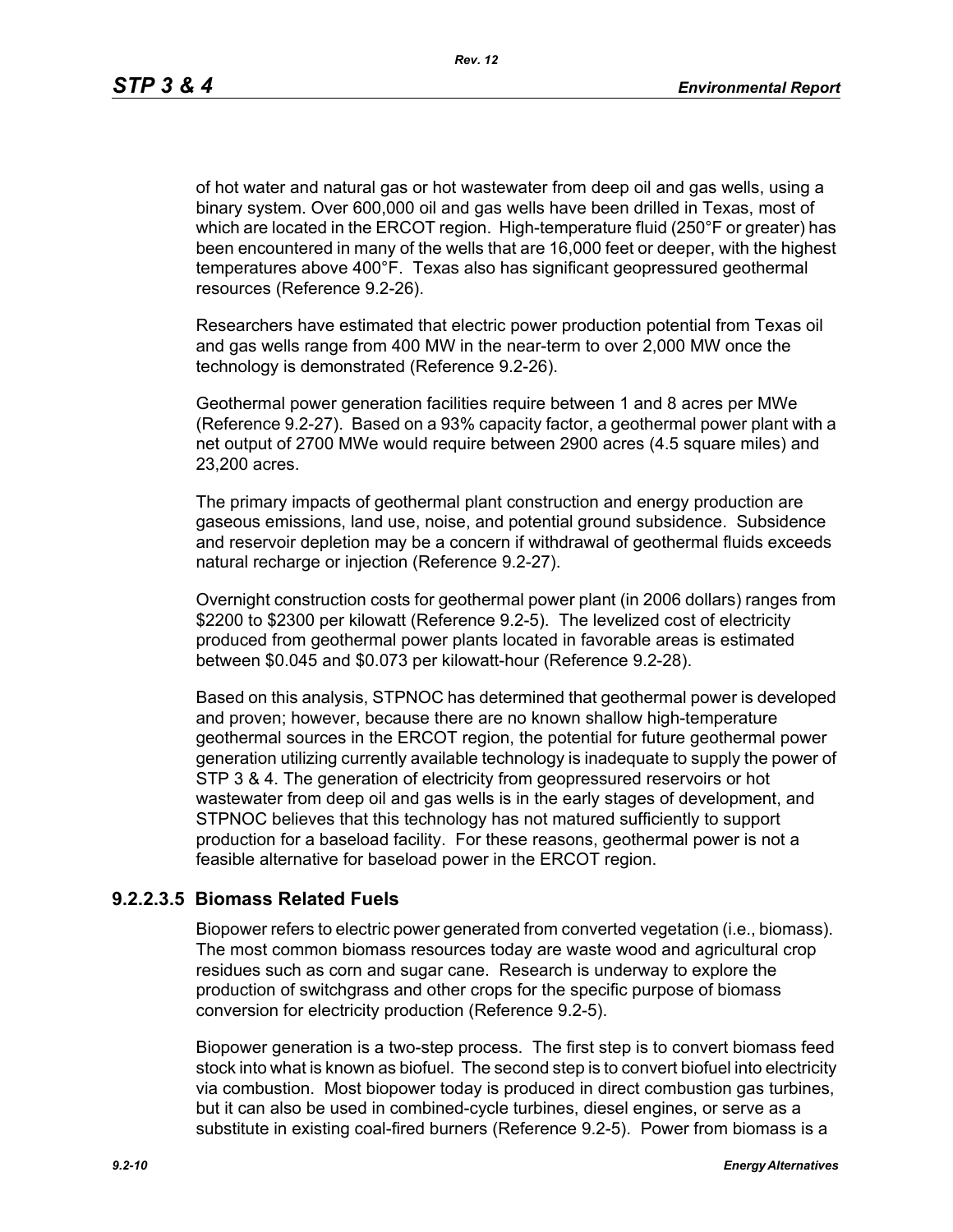of hot water and natural gas or hot wastewater from deep oil and gas wells, using a binary system. Over 600,000 oil and gas wells have been drilled in Texas, most of which are located in the ERCOT region. High-temperature fluid (250°F or greater) has been encountered in many of the wells that are 16,000 feet or deeper, with the highest temperatures above 400°F. Texas also has significant geopressured geothermal resources (Reference 9.2-26).

Researchers have estimated that electric power production potential from Texas oil and gas wells range from 400 MW in the near-term to over 2,000 MW once the technology is demonstrated (Reference 9.2-26).

Geothermal power generation facilities require between 1 and 8 acres per MWe (Reference 9.2-27). Based on a 93% capacity factor, a geothermal power plant with a net output of 2700 MWe would require between 2900 acres (4.5 square miles) and 23,200 acres.

The primary impacts of geothermal plant construction and energy production are gaseous emissions, land use, noise, and potential ground subsidence. Subsidence and reservoir depletion may be a concern if withdrawal of geothermal fluids exceeds natural recharge or injection (Reference 9.2-27).

Overnight construction costs for geothermal power plant (in 2006 dollars) ranges from $2200 to $2300 per kilowatt (Reference 9.2-5). The levelized cost of electricity produced from geothermal power plants located in favorable areas is estimated between $0.045 and $0.073 per kilowatt-hour (Reference 9.2-28).

Based on this analysis, STPNOC has determined that geothermal power is developed and proven; however, because there are no known shallow high-temperature geothermal sources in the ERCOT region, the potential for future geothermal power generation utilizing currently available technology is inadequate to supply the power of STP 3 & 4. The generation of electricity from geopressured reservoirs or hot wastewater from deep oil and gas wells is in the early stages of development, and STPNOC believes that this technology has not matured sufficiently to support production for a baseload facility. For these reasons, geothermal power is not a feasible alternative for baseload power in the ERCOT region.

### 9.2.2.3.5 Biomass Related Fuels

Biopower refers to electric power generated from converted vegetation (i.e., biomass). The most common biomass resources today are waste wood and agricultural crop residues such as corn and sugar cane. Research is underway to explore the production of switchgrass and other crops for the specific purpose of biomass conversion for electricity production (Reference 9.2-5).

Biopower generation is a two-step process. The first step is to convert biomass feed stock into what is known as biofuel. The second step is to convert biofuel into electricity via combustion. Most biopower today is produced in direct combustion gas turbines, but it can also be used in combined-cycle turbines, diesel engines, or serve as a substitute in existing coal-fired burners (Reference 9.2-5). Power from biomass is a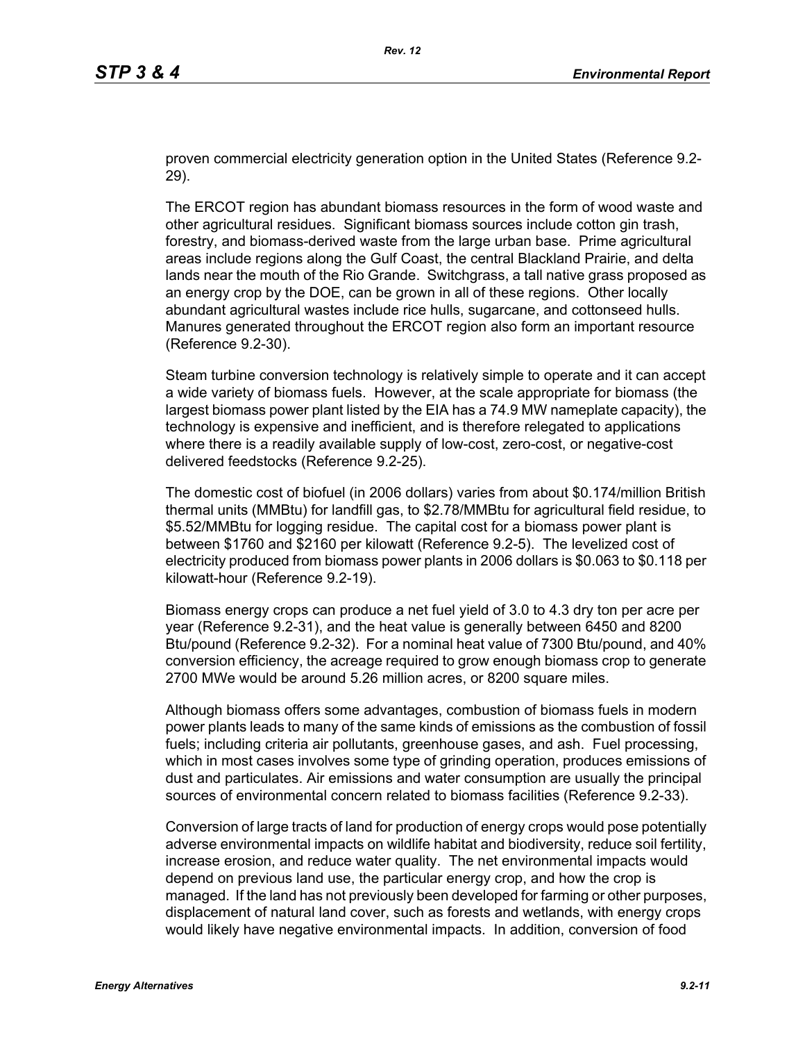proven commercial electricity generation option in the United States (Reference 9.2-29).

The ERCOT region has abundant biomass resources in the form of wood waste and other agricultural residues. Significant biomass sources include cotton gin trash, forestry, and biomass-derived waste from the large urban base. Prime agricultural areas include regions along the Gulf Coast, the central Blackland Prairie, and delta lands near the mouth of the Rio Grande. Switchgrass, a tall native grass proposed as an energy crop by the DOE, can be grown in all of these regions. Other locally abundant agricultural wastes include rice hulls, sugarcane, and cottonseed hulls. Manures generated throughout the ERCOT region also form an important resource (Reference 9.2-30).

Steam turbine conversion technology is relatively simple to operate and it can accept a wide variety of biomass fuels. However, at the scale appropriate for biomass (the largest biomass power plant listed by the EIA has a 74.9 MW nameplate capacity), the technology is expensive and inefficient, and is therefore relegated to applications where there is a readily available supply of low-cost, zero-cost, or negative-cost delivered feedstocks (Reference 9.2-25).

The domestic cost of biofuel (in 2006 dollars) varies from about $0.174/million British thermal units (MMBtu) for landfill gas, to $2.78/MMBtu for agricultural field residue, to $5.52/MMBtu for logging residue. The capital cost for a biomass power plant is between $1760 and $2160 per kilowatt (Reference 9.2-5). The levelized cost of electricity produced from biomass power plants in 2006 dollars is $0.063 to $0.118 per kilowatt-hour (Reference 9.2-19).

Biomass energy crops can produce a net fuel yield of 3.0 to 4.3 dry ton per acre per year (Reference 9.2-31), and the heat value is generally between 6450 and 8200 Btu/pound (Reference 9.2-32). For a nominal heat value of 7300 Btu/pound, and 40% conversion efficiency, the acreage required to grow enough biomass crop to generate 2700 MWe would be around 5.26 million acres, or 8200 square miles.

Although biomass offers some advantages, combustion of biomass fuels in modern power plants leads to many of the same kinds of emissions as the combustion of fossil fuels; including criteria air pollutants, greenhouse gases, and ash. Fuel processing, which in most cases involves some type of grinding operation, produces emissions of dust and particulates. Air emissions and water consumption are usually the principal sources of environmental concern related to biomass facilities (Reference 9.2-33).

Conversion of large tracts of land for production of energy crops would pose potentially adverse environmental impacts on wildlife habitat and biodiversity, reduce soil fertility, increase erosion, and reduce water quality. The net environmental impacts would depend on previous land use, the particular energy crop, and how the crop is managed. If the land has not previously been developed for farming or other purposes, displacement of natural land cover, such as forests and wetlands, with energy crops would likely have negative environmental impacts. In addition, conversion of food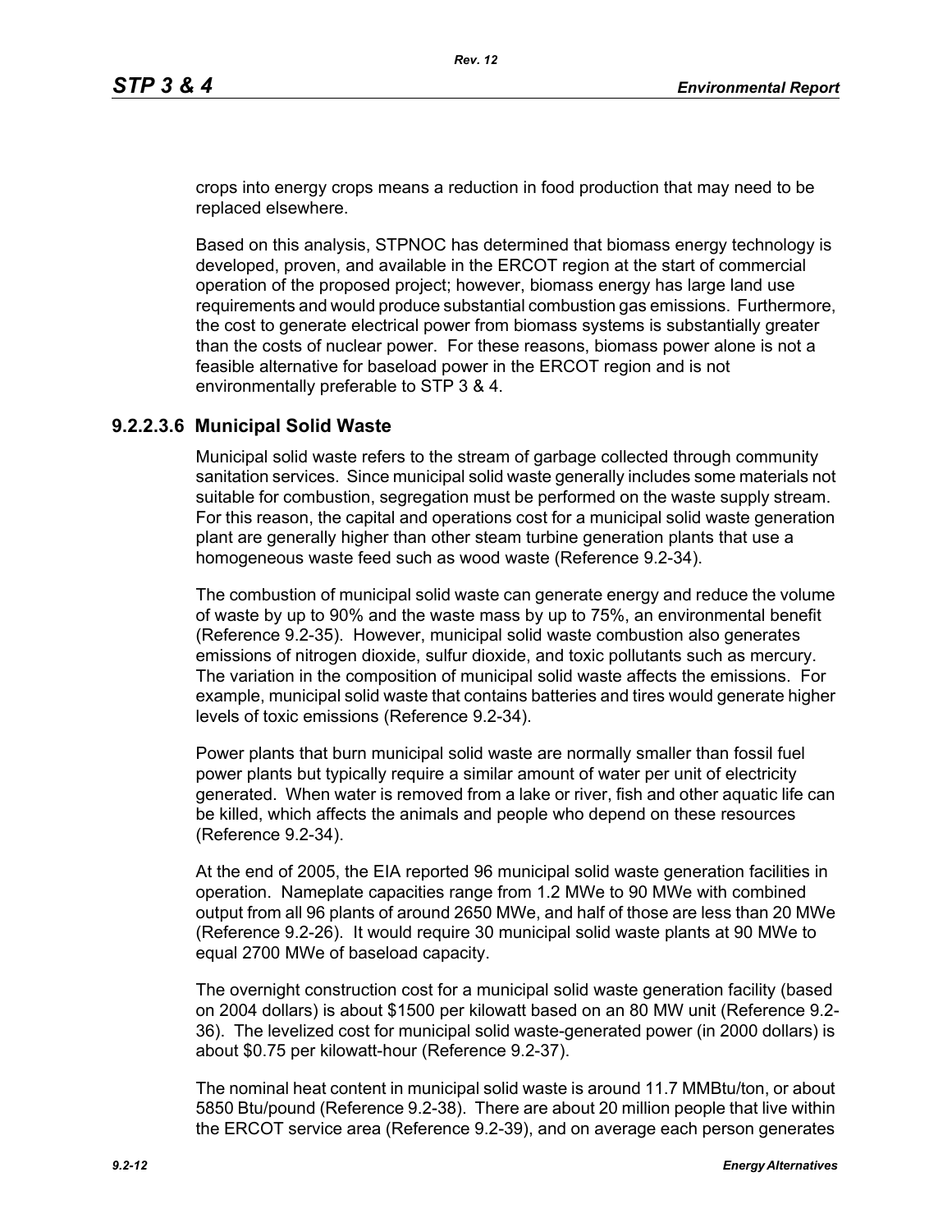crops into energy crops means a reduction in food production that may need to be replaced elsewhere.

Based on this analysis, STPNOC has determined that biomass energy technology is developed, proven, and available in the ERCOT region at the start of commercial operation of the proposed project; however, biomass energy has large land use requirements and would produce substantial combustion gas emissions. Furthermore, the cost to generate electrical power from biomass systems is substantially greater than the costs of nuclear power. For these reasons, biomass power alone is not a feasible alternative for baseload power in the ERCOT region and is not environmentally preferable to STP 3 & 4.

### 9.2.2.3.6 Municipal Solid Waste

Municipal solid waste refers to the stream of garbage collected through community sanitation services. Since municipal solid waste generally includes some materials not suitable for combustion, segregation must be performed on the waste supply stream. For this reason, the capital and operations cost for a municipal solid waste generation plant are generally higher than other steam turbine generation plants that use a homogeneous waste feed such as wood waste (Reference 9.2-34).

The combustion of municipal solid waste can generate energy and reduce the volume of waste by up to 90% and the waste mass by up to 75%, an environmental benefit (Reference 9.2-35). However, municipal solid waste combustion also generates emissions of nitrogen dioxide, sulfur dioxide, and toxic pollutants such as mercury. The variation in the composition of municipal solid waste affects the emissions. For example, municipal solid waste that contains batteries and tires would generate higher levels of toxic emissions (Reference 9.2-34).

Power plants that burn municipal solid waste are normally smaller than fossil fuel power plants but typically require a similar amount of water per unit of electricity generated. When water is removed from a lake or river, fish and other aquatic life can be killed, which affects the animals and people who depend on these resources (Reference 9.2-34).

At the end of 2005, the EIA reported 96 municipal solid waste generation facilities in operation. Nameplate capacities range from 1.2 MWe to 90 MWe with combined output from all 96 plants of around 2650 MWe, and half of those are less than 20 MWe (Reference 9.2-26). It would require 30 municipal solid waste plants at 90 MWe to equal 2700 MWe of baseload capacity.

The overnight construction cost for a municipal solid waste generation facility (based on 2004 dollars) is about $1500 per kilowatt based on an 80 MW unit (Reference 9.2-36). The levelized cost for municipal solid waste-generated power (in 2000 dollars) is about $0.75 per kilowatt-hour (Reference 9.2-37).

The nominal heat content in municipal solid waste is around 11.7 MMBtu/ton, or about 5850 Btu/pound (Reference 9.2-38). There are about 20 million people that live within the ERCOT service area (Reference 9.2-39), and on average each person generates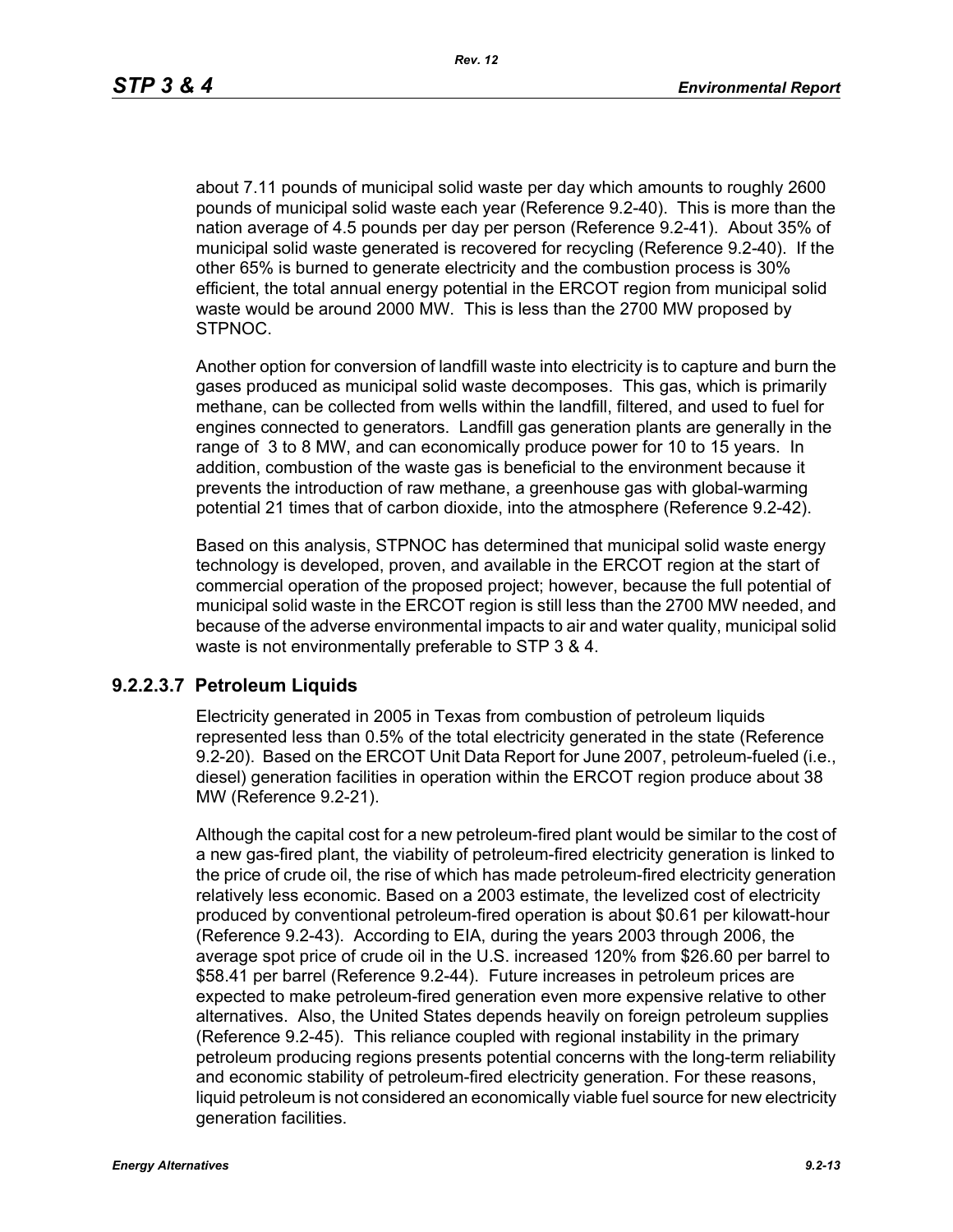about 7.11 pounds of municipal solid waste per day which amounts to roughly 2600 pounds of municipal solid waste each year (Reference 9.2-40). This is more than the nation average of 4.5 pounds per day per person (Reference 9.2-41). About 35% of municipal solid waste generated is recovered for recycling (Reference 9.2-40). If the other 65% is burned to generate electricity and the combustion process is 30% efficient, the total annual energy potential in the ERCOT region from municipal solid waste would be around 2000 MW. This is less than the 2700 MW proposed by STPNOC.

Another option for conversion of landfill waste into electricity is to capture and burn the gases produced as municipal solid waste decomposes. This gas, which is primarily methane, can be collected from wells within the landfill, filtered, and used to fuel for engines connected to generators. Landfill gas generation plants are generally in the range of 3 to 8 MW, and can economically produce power for 10 to 15 years. In addition, combustion of the waste gas is beneficial to the environment because it prevents the introduction of raw methane, a greenhouse gas with global-warming potential 21 times that of carbon dioxide, into the atmosphere (Reference 9.2-42).

Based on this analysis, STPNOC has determined that municipal solid waste energy technology is developed, proven, and available in the ERCOT region at the start of commercial operation of the proposed project; however, because the full potential of municipal solid waste in the ERCOT region is still less than the 2700 MW needed, and because of the adverse environmental impacts to air and water quality, municipal solid waste is not environmentally preferable to STP 3 & 4.

### 9.2.2.3.7 Petroleum Liquids

Electricity generated in 2005 in Texas from combustion of petroleum liquids represented less than 0.5% of the total electricity generated in the state (Reference 9.2-20). Based on the ERCOT Unit Data Report for June 2007, petroleum-fueled (i.e., diesel) generation facilities in operation within the ERCOT region produce about 38 MW (Reference 9.2-21).

Although the capital cost for a new petroleum-fired plant would be similar to the cost of a new gas-fired plant, the viability of petroleum-fired electricity generation is linked to the price of crude oil, the rise of which has made petroleum-fired electricity generation relatively less economic. Based on a 2003 estimate, the levelized cost of electricity produced by conventional petroleum-fired operation is about $0.61 per kilowatt-hour (Reference 9.2-43). According to EIA, during the years 2003 through 2006, the average spot price of crude oil in the U.S. increased 120% from $26.60 per barrel to $58.41 per barrel (Reference 9.2-44). Future increases in petroleum prices are expected to make petroleum-fired generation even more expensive relative to other alternatives. Also, the United States depends heavily on foreign petroleum supplies (Reference 9.2-45). This reliance coupled with regional instability in the primary petroleum producing regions presents potential concerns with the long-term reliability and economic stability of petroleum-fired electricity generation. For these reasons, liquid petroleum is not considered an economically viable fuel source for new electricity generation facilities.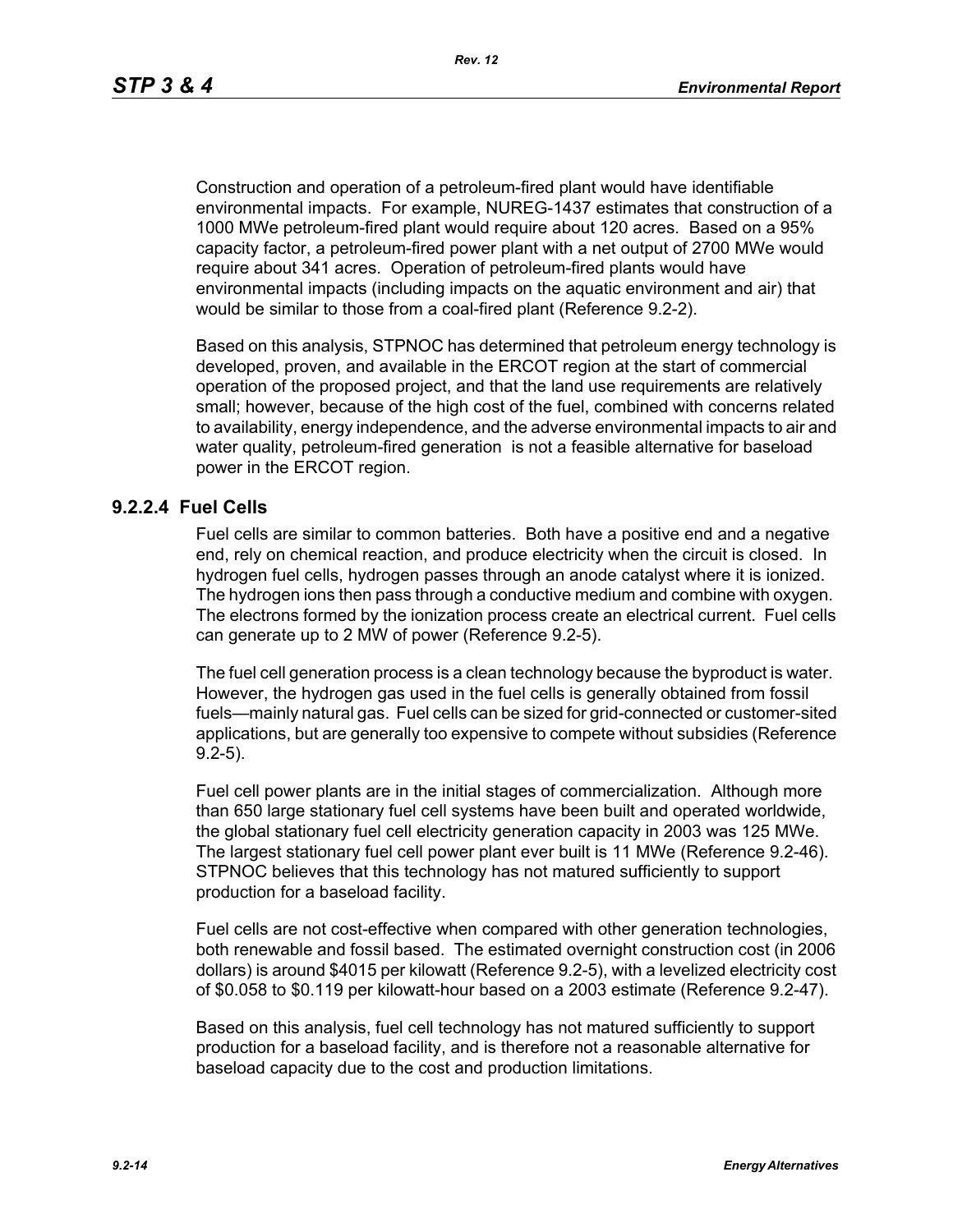Construction and operation of a petroleum-fired plant would have identifiable environmental impacts. For example, NUREG-1437 estimates that construction of a 1000 MWe petroleum-fired plant would require about 120 acres. Based on a 95% capacity factor, a petroleum-fired power plant with a net output of 2700 MWe would require about 341 acres. Operation of petroleum-fired plants would have environmental impacts (including impacts on the aquatic environment and air) that would be similar to those from a coal-fired plant (Reference 9.2-2).

Based on this analysis, STPNOC has determined that petroleum energy technology is developed, proven, and available in the ERCOT region at the start of commercial operation of the proposed project, and that the land use requirements are relatively small; however, because of the high cost of the fuel, combined with concerns related to availability, energy independence, and the adverse environmental impacts to air and water quality, petroleum-fired generation is not a feasible alternative for baseload power in the ERCOT region.

### 9.2.2.4 Fuel Cells

Fuel cells are similar to common batteries. Both have a positive end and a negative end, rely on chemical reaction, and produce electricity when the circuit is closed. In hydrogen fuel cells, hydrogen passes through an anode catalyst where it is ionized. The hydrogen ions then pass through a conductive medium and combine with oxygen. The electrons formed by the ionization process create an electrical current. Fuel cells can generate up to 2 MW of power (Reference 9.2-5).

The fuel cell generation process is a clean technology because the byproduct is water. However, the hydrogen gas used in the fuel cells is generally obtained from fossil fuels—mainly natural gas. Fuel cells can be sized for grid-connected or customer-sited applications, but are generally too expensive to compete without subsidies (Reference 9.2-5).

Fuel cell power plants are in the initial stages of commercialization. Although more than 650 large stationary fuel cell systems have been built and operated worldwide, the global stationary fuel cell electricity generation capacity in 2003 was 125 MWe. The largest stationary fuel cell power plant ever built is 11 MWe (Reference 9.2-46). STPNOC believes that this technology has not matured sufficiently to support production for a baseload facility.

Fuel cells are not cost-effective when compared with other generation technologies, both renewable and fossil based. The estimated overnight construction cost (in 2006 dollars) is around $4015 per kilowatt (Reference 9.2-5), with a levelized electricity cost of $0.058 to $0.119 per kilowatt-hour based on a 2003 estimate (Reference 9.2-47).

Based on this analysis, fuel cell technology has not matured sufficiently to support production for a baseload facility, and is therefore not a reasonable alternative for baseload capacity due to the cost and production limitations.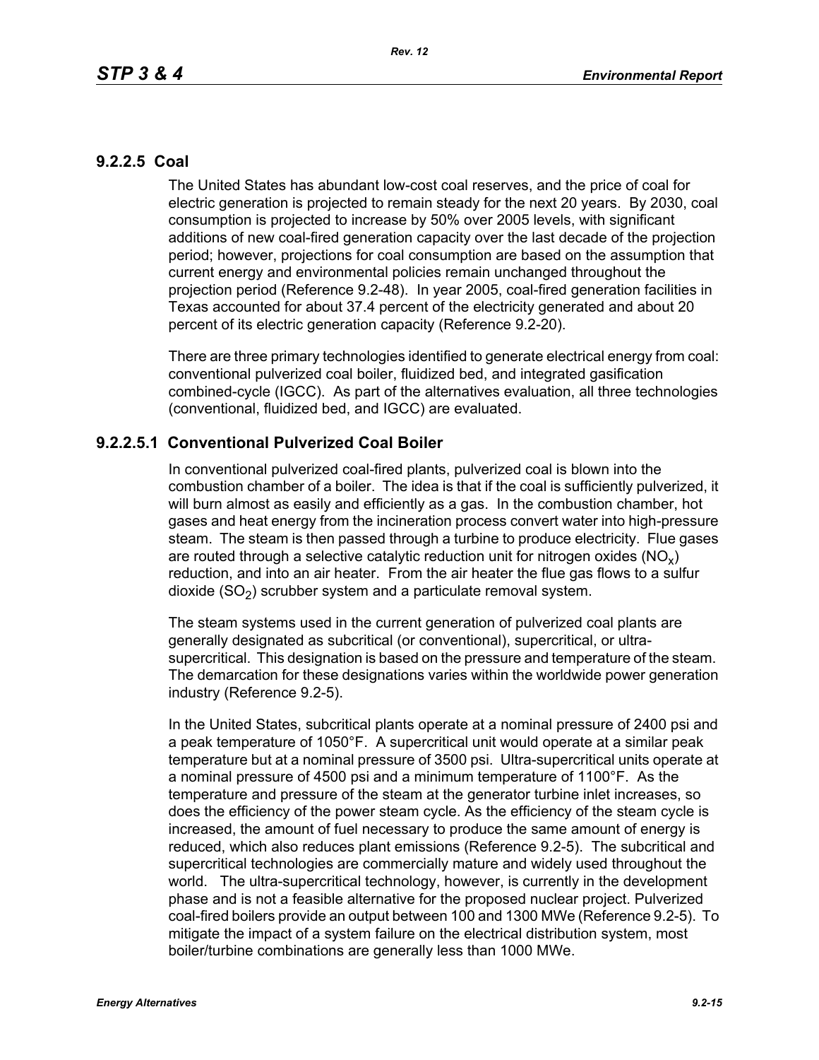### 9.2.2.5 Coal

The United States has abundant low-cost coal reserves, and the price of coal for electric generation is projected to remain steady for the next 20 years. By 2030, coal consumption is projected to increase by 50% over 2005 levels, with significant additions of new coal-fired generation capacity over the last decade of the projection period; however, projections for coal consumption are based on the assumption that current energy and environmental policies remain unchanged throughout the projection period (Reference 9.2-48). In year 2005, coal-fired generation facilities in Texas accounted for about 37.4 percent of the electricity generated and about 20 percent of its electric generation capacity (Reference 9.2-20).

There are three primary technologies identified to generate electrical energy from coal: conventional pulverized coal boiler, fluidized bed, and integrated gasification combined-cycle (IGCC). As part of the alternatives evaluation, all three technologies (conventional, fluidized bed, and IGCC) are evaluated.

#### 9.2.2.5.1 Conventional Pulverized Coal Boiler

In conventional pulverized coal-fired plants, pulverized coal is blown into the combustion chamber of a boiler. The idea is that if the coal is sufficiently pulverized, it will burn almost as easily and efficiently as a gas. In the combustion chamber, hot gases and heat energy from the incineration process convert water into high-pressure steam. The steam is then passed through a turbine to produce electricity. Flue gases are routed through a selective catalytic reduction unit for nitrogen oxides ($NO_x$) reduction, and into an air heater. From the air heater the flue gas flows to a sulfur dioxide ($SO_2$) scrubber system and a particulate removal system.

The steam systems used in the current generation of pulverized coal plants are generally designated as subcritical (or conventional), supercritical, or ultra-supercritical. This designation is based on the pressure and temperature of the steam. The demarcation for these designations varies within the worldwide power generation industry (Reference 9.2-5).

In the United States, subcritical plants operate at a nominal pressure of 2400 psi and a peak temperature of 1050°F. A supercritical unit would operate at a similar peak temperature but at a nominal pressure of 3500 psi. Ultra-supercritical units operate at a nominal pressure of 4500 psi and a minimum temperature of 1100°F. As the temperature and pressure of the steam at the generator turbine inlet increases, so does the efficiency of the power steam cycle. As the efficiency of the steam cycle is increased, the amount of fuel necessary to produce the same amount of energy is reduced, which also reduces plant emissions (Reference 9.2-5). The subcritical and supercritical technologies are commercially mature and widely used throughout the world. The ultra-supercritical technology, however, is currently in the development phase and is not a feasible alternative for the proposed nuclear project. Pulverized coal-fired boilers provide an output between 100 and 1300 MWe (Reference 9.2-5). To mitigate the impact of a system failure on the electrical distribution system, most boiler/turbine combinations are generally less than 1000 MWe.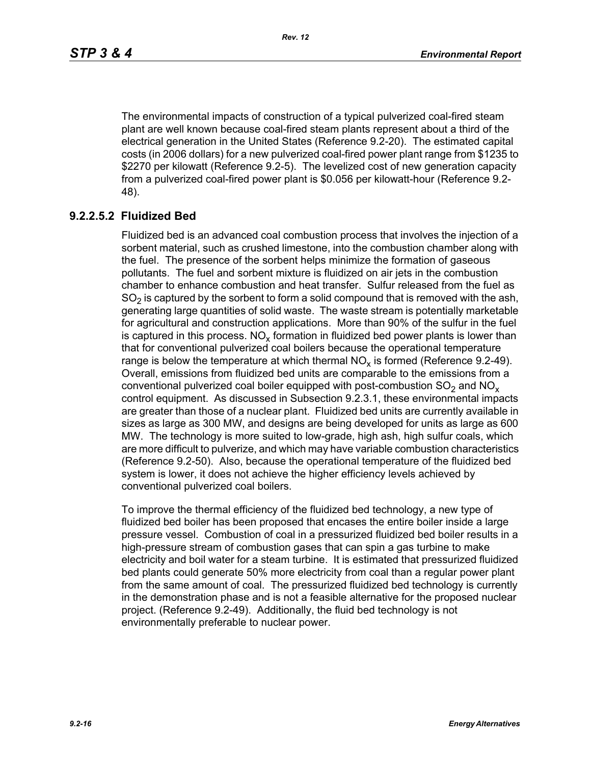The environmental impacts of construction of a typical pulverized coal-fired steam plant are well known because coal-fired steam plants represent about a third of the electrical generation in the United States (Reference 9.2-20). The estimated capital costs (in 2006 dollars) for a new pulverized coal-fired power plant range from $1235 to $2270 per kilowatt (Reference 9.2-5). The levelized cost of new generation capacity from a pulverized coal-fired power plant is $0.056 per kilowatt-hour (Reference 9.2-48).

### 9.2.2.5.2 Fluidized Bed

Fluidized bed is an advanced coal combustion process that involves the injection of a sorbent material, such as crushed limestone, into the combustion chamber along with the fuel. The presence of the sorbent helps minimize the formation of gaseous pollutants. The fuel and sorbent mixture is fluidized on air jets in the combustion chamber to enhance combustion and heat transfer. Sulfur released from the fuel as $SO_2$ is captured by the sorbent to form a solid compound that is removed with the ash, generating large quantities of solid waste. The waste stream is potentially marketable for agricultural and construction applications. More than 90% of the sulfur in the fuel is captured in this process. $NO_x$ formation in fluidized bed power plants is lower than that for conventional pulverized coal boilers because the operational temperature range is below the temperature at which thermal $NO_x$ is formed (Reference 9.2-49). Overall, emissions from fluidized bed units are comparable to the emissions from a conventional pulverized coal boiler equipped with post-combustion $SO_2$ and $NO_x$ control equipment. As discussed in Subsection 9.2.3.1, these environmental impacts are greater than those of a nuclear plant. Fluidized bed units are currently available in sizes as large as 300 MW, and designs are being developed for units as large as 600 MW. The technology is more suited to low-grade, high ash, high sulfur coals, which are more difficult to pulverize, and which may have variable combustion characteristics (Reference 9.2-50). Also, because the operational temperature of the fluidized bed system is lower, it does not achieve the higher efficiency levels achieved by conventional pulverized coal boilers.

To improve the thermal efficiency of the fluidized bed technology, a new type of fluidized bed boiler has been proposed that encases the entire boiler inside a large pressure vessel. Combustion of coal in a pressurized fluidized bed boiler results in a high-pressure stream of combustion gases that can spin a gas turbine to make electricity and boil water for a steam turbine. It is estimated that pressurized fluidized bed plants could generate 50% more electricity from coal than a regular power plant from the same amount of coal. The pressurized fluidized bed technology is currently in the demonstration phase and is not a feasible alternative for the proposed nuclear project. (Reference 9.2-49). Additionally, the fluid bed technology is not environmentally preferable to nuclear power.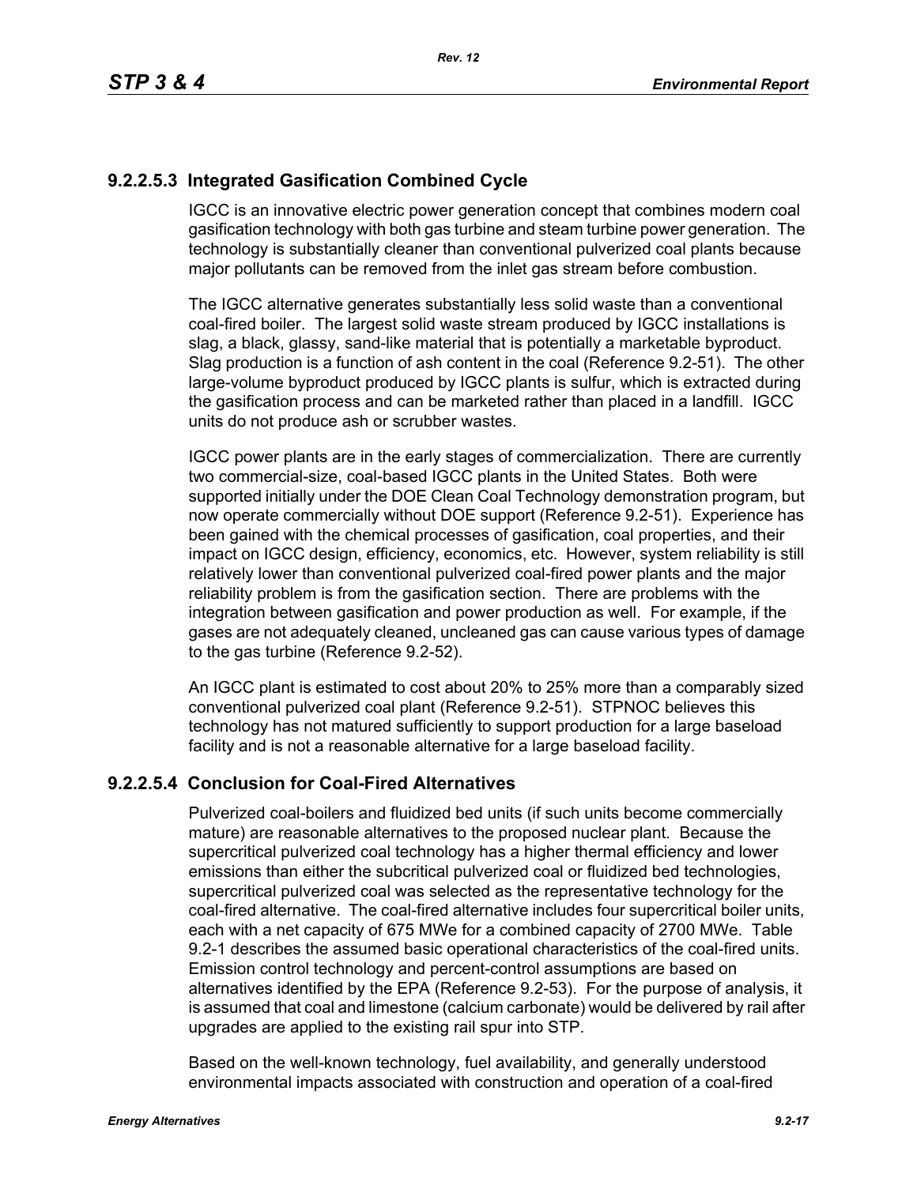### 9.2.2.5.3 Integrated Gasification Combined Cycle

IGCC is an innovative electric power generation concept that combines modern coal gasification technology with both gas turbine and steam turbine power generation. The technology is substantially cleaner than conventional pulverized coal plants because major pollutants can be removed from the inlet gas stream before combustion.

The IGCC alternative generates substantially less solid waste than a conventional coal-fired boiler. The largest solid waste stream produced by IGCC installations is slag, a black, glassy, sand-like material that is potentially a marketable byproduct. Slag production is a function of ash content in the coal (Reference 9.2-51). The other large-volume byproduct produced by IGCC plants is sulfur, which is extracted during the gasification process and can be marketed rather than placed in a landfill. IGCC units do not produce ash or scrubber wastes.

IGCC power plants are in the early stages of commercialization. There are currently two commercial-size, coal-based IGCC plants in the United States. Both were supported initially under the DOE Clean Coal Technology demonstration program, but now operate commercially without DOE support (Reference 9.2-51). Experience has been gained with the chemical processes of gasification, coal properties, and their impact on IGCC design, efficiency, economics, etc. However, system reliability is still relatively lower than conventional pulverized coal-fired power plants and the major reliability problem is from the gasification section. There are problems with the integration between gasification and power production as well. For example, if the gases are not adequately cleaned, uncleaned gas can cause various types of damage to the gas turbine (Reference 9.2-52).

An IGCC plant is estimated to cost about 20% to 25% more than a comparably sized conventional pulverized coal plant (Reference 9.2-51). STPNOC believes this technology has not matured sufficiently to support production for a large baseload facility and is not a reasonable alternative for a large baseload facility.

### 9.2.2.5.4 Conclusion for Coal-Fired Alternatives

Pulverized coal-boilers and fluidized bed units (if such units become commercially mature) are reasonable alternatives to the proposed nuclear plant. Because the supercritical pulverized coal technology has a higher thermal efficiency and lower emissions than either the subcritical pulverized coal or fluidized bed technologies, supercritical pulverized coal was selected as the representative technology for the coal-fired alternative. The coal-fired alternative includes four supercritical boiler units, each with a net capacity of 675 MWe for a combined capacity of 2700 MWe. Table 9.2-1 describes the assumed basic operational characteristics of the coal-fired units. Emission control technology and percent-control assumptions are based on alternatives identified by the EPA (Reference 9.2-53). For the purpose of analysis, it is assumed that coal and limestone (calcium carbonate) would be delivered by rail after upgrades are applied to the existing rail spur into STP.

Based on the well-known technology, fuel availability, and generally understood environmental impacts associated with construction and operation of a coal-fired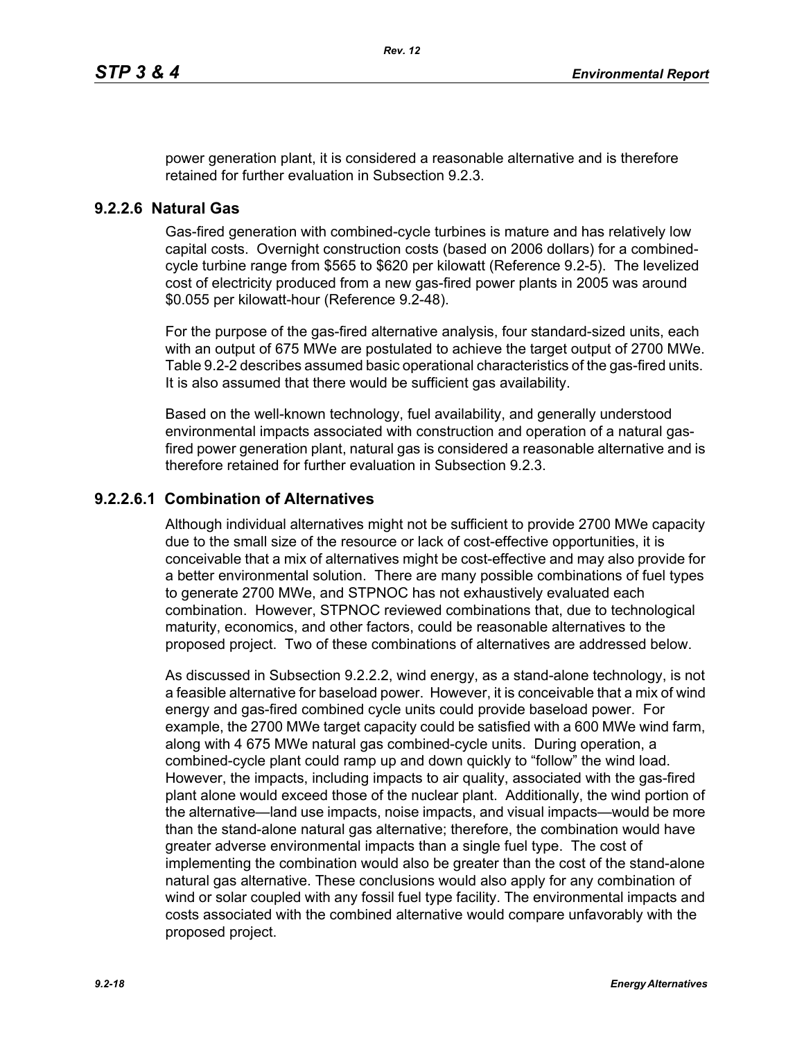power generation plant, it is considered a reasonable alternative and is therefore retained for further evaluation in Subsection 9.2.3.

### 9.2.2.6 Natural Gas

Gas-fired generation with combined-cycle turbines is mature and has relatively low capital costs. Overnight construction costs (based on 2006 dollars) for a combined-cycle turbine range from $565 to $620 per kilowatt (Reference 9.2-5). The levelized cost of electricity produced from a new gas-fired power plants in 2005 was around $0.055 per kilowatt-hour (Reference 9.2-48).

For the purpose of the gas-fired alternative analysis, four standard-sized units, each with an output of 675 MWe are postulated to achieve the target output of 2700 MWe. Table 9.2-2 describes assumed basic operational characteristics of the gas-fired units. It is also assumed that there would be sufficient gas availability.

Based on the well-known technology, fuel availability, and generally understood environmental impacts associated with construction and operation of a natural gas-fired power generation plant, natural gas is considered a reasonable alternative and is therefore retained for further evaluation in Subsection 9.2.3.

#### 9.2.2.6.1 Combination of Alternatives

Although individual alternatives might not be sufficient to provide 2700 MWe capacity due to the small size of the resource or lack of cost-effective opportunities, it is conceivable that a mix of alternatives might be cost-effective and may also provide for a better environmental solution. There are many possible combinations of fuel types to generate 2700 MWe, and STPNOC has not exhaustively evaluated each combination. However, STPNOC reviewed combinations that, due to technological maturity, economics, and other factors, could be reasonable alternatives to the proposed project. Two of these combinations of alternatives are addressed below.

As discussed in Subsection 9.2.2.2, wind energy, as a stand-alone technology, is not a feasible alternative for baseload power. However, it is conceivable that a mix of wind energy and gas-fired combined cycle units could provide baseload power. For example, the 2700 MWe target capacity could be satisfied with a 600 MWe wind farm, along with 4 675 MWe natural gas combined-cycle units. During operation, a combined-cycle plant could ramp up and down quickly to "follow" the wind load. However, the impacts, including impacts to air quality, associated with the gas-fired plant alone would exceed those of the nuclear plant. Additionally, the wind portion of the alternative—land use impacts, noise impacts, and visual impacts—would be more than the stand-alone natural gas alternative; therefore, the combination would have greater adverse environmental impacts than a single fuel type. The cost of implementing the combination would also be greater than the cost of the stand-alone natural gas alternative. These conclusions would also apply for any combination of wind or solar coupled with any fossil fuel type facility. The environmental impacts and costs associated with the combined alternative would compare unfavorably with the proposed project.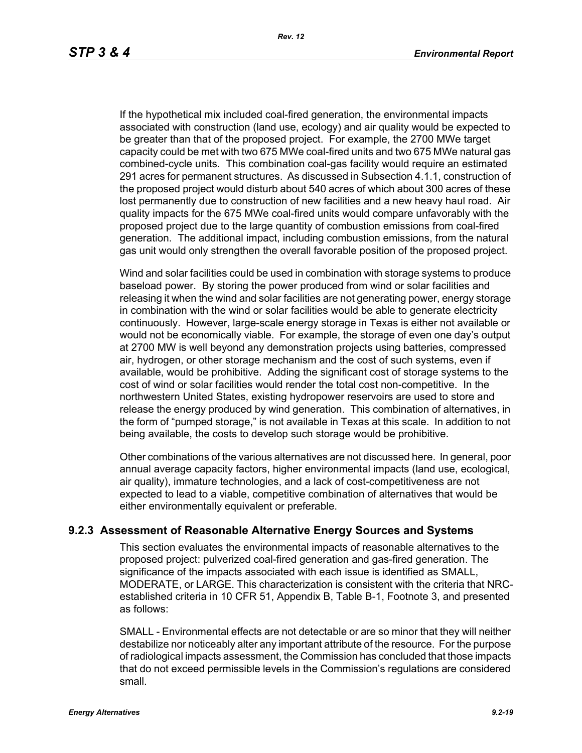If the hypothetical mix included coal-fired generation, the environmental impacts associated with construction (land use, ecology) and air quality would be expected to be greater than that of the proposed project. For example, the 2700 MWe target capacity could be met with two 675 MWe coal-fired units and two 675 MWe natural gas combined-cycle units. This combination coal-gas facility would require an estimated 291 acres for permanent structures. As discussed in Subsection 4.1.1, construction of the proposed project would disturb about 540 acres of which about 300 acres of these lost permanently due to construction of new facilities and a new heavy haul road. Air quality impacts for the 675 MWe coal-fired units would compare unfavorably with the proposed project due to the large quantity of combustion emissions from coal-fired generation. The additional impact, including combustion emissions, from the natural gas unit would only strengthen the overall favorable position of the proposed project.

Wind and solar facilities could be used in combination with storage systems to produce baseload power. By storing the power produced from wind or solar facilities and releasing it when the wind and solar facilities are not generating power, energy storage in combination with the wind or solar facilities would be able to generate electricity continuously. However, large-scale energy storage in Texas is either not available or would not be economically viable. For example, the storage of even one day's output at 2700 MW is well beyond any demonstration projects using batteries, compressed air, hydrogen, or other storage mechanism and the cost of such systems, even if available, would be prohibitive. Adding the significant cost of storage systems to the cost of wind or solar facilities would render the total cost non-competitive. In the northwestern United States, existing hydropower reservoirs are used to store and release the energy produced by wind generation. This combination of alternatives, in the form of "pumped storage," is not available in Texas at this scale. In addition to not being available, the costs to develop such storage would be prohibitive.

Other combinations of the various alternatives are not discussed here. In general, poor annual average capacity factors, higher environmental impacts (land use, ecological, air quality), immature technologies, and a lack of cost-competitiveness are not expected to lead to a viable, competitive combination of alternatives that would be either environmentally equivalent or preferable.

### 9.2.3 Assessment of Reasonable Alternative Energy Sources and Systems

This section evaluates the environmental impacts of reasonable alternatives to the proposed project: pulverized coal-fired generation and gas-fired generation. The significance of the impacts associated with each issue is identified as SMALL, MODERATE, or LARGE. This characterization is consistent with the criteria that NRC-established criteria in 10 CFR 51, Appendix B, Table B-1, Footnote 3, and presented as follows:

SMALL - Environmental effects are not detectable or are so minor that they will neither destabilize nor noticeably alter any important attribute of the resource. For the purpose of radiological impacts assessment, the Commission has concluded that those impacts that do not exceed permissible levels in the Commission's regulations are considered small.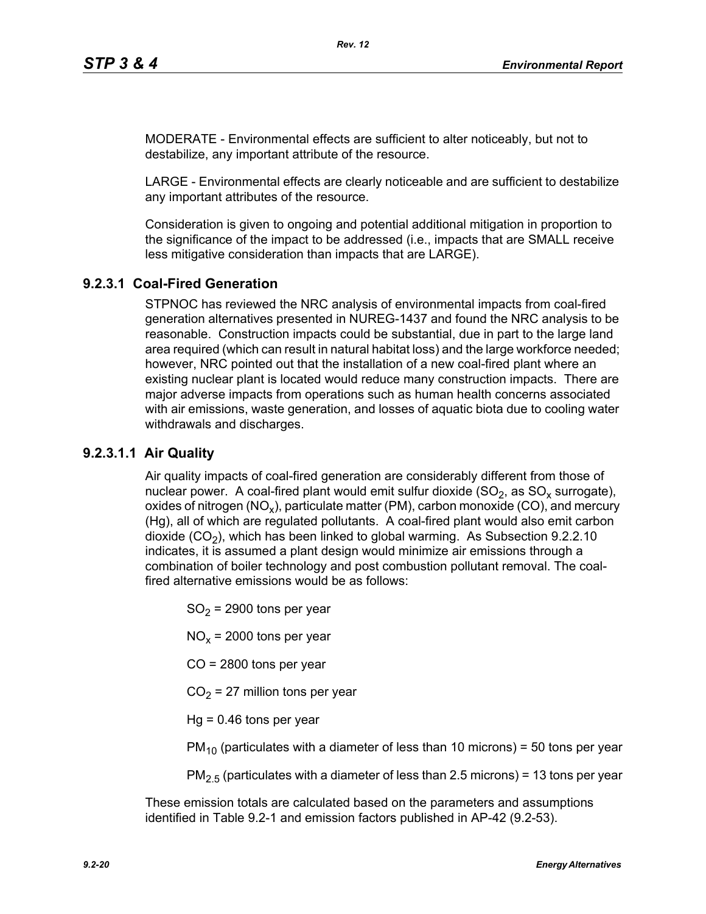MODERATE - Environmental effects are sufficient to alter noticeably, but not to destabilize, any important attribute of the resource.

LARGE - Environmental effects are clearly noticeable and are sufficient to destabilize any important attributes of the resource.

Consideration is given to ongoing and potential additional mitigation in proportion to the significance of the impact to be addressed (i.e., impacts that are SMALL receive less mitigative consideration than impacts that are LARGE).

### 9.2.3.1 Coal-Fired Generation

STPNOC has reviewed the NRC analysis of environmental impacts from coal-fired generation alternatives presented in NUREG-1437 and found the NRC analysis to be reasonable. Construction impacts could be substantial, due in part to the large land area required (which can result in natural habitat loss) and the large workforce needed; however, NRC pointed out that the installation of a new coal-fired plant where an existing nuclear plant is located would reduce many construction impacts. There are major adverse impacts from operations such as human health concerns associated with air emissions, waste generation, and losses of aquatic biota due to cooling water withdrawals and discharges.

#### 9.2.3.1.1 Air Quality

Air quality impacts of coal-fired generation are considerably different from those of nuclear power. A coal-fired plant would emit sulfur dioxide ($SO_2$, as $SO_x$ surrogate), oxides of nitrogen ($NO_x$), particulate matter (PM), carbon monoxide (CO), and mercury (Hg), all of which are regulated pollutants. A coal-fired plant would also emit carbon dioxide ($CO_2$), which has been linked to global warming. As Subsection 9.2.2.10 indicates, it is assumed a plant design would minimize air emissions through a combination of boiler technology and post combustion pollutant removal. The coal-fired alternative emissions would be as follows:

$SO_2$ = 2900 tons per year

$NO_x$ = 2000 tons per year

CO = 2800 tons per year

$CO_2$ = 27 million tons per year

Hg = 0.46 tons per year

$PM_{10}$ (particulates with a diameter of less than 10 microns) = 50 tons per year

$PM_{2.5}$ (particulates with a diameter of less than 2.5 microns) = 13 tons per year

These emission totals are calculated based on the parameters and assumptions identified in Table 9.2-1 and emission factors published in AP-42 (9.2-53).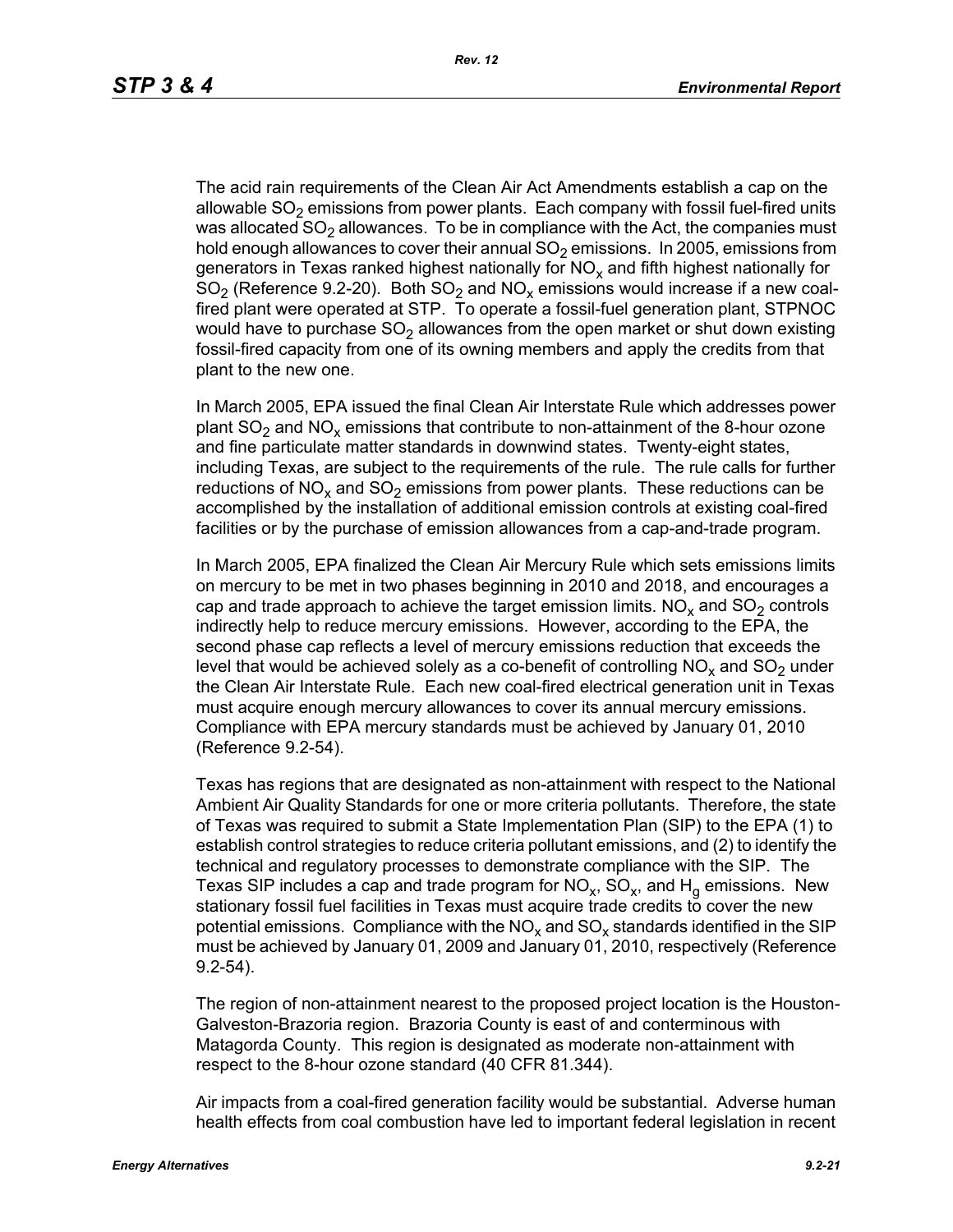The acid rain requirements of the Clean Air Act Amendments establish a cap on the allowable $SO_2$ emissions from power plants. Each company with fossil fuel-fired units was allocated $SO_2$ allowances. To be in compliance with the Act, the companies must hold enough allowances to cover their annual $SO_2$ emissions. In 2005, emissions from generators in Texas ranked highest nationally for $NO_x$ and fifth highest nationally for $SO_2$ (Reference 9.2-20). Both $SO_2$ and $NO_x$ emissions would increase if a new coal-fired plant were operated at STP. To operate a fossil-fuel generation plant, STPNOC would have to purchase $SO_2$ allowances from the open market or shut down existing fossil-fired capacity from one of its owning members and apply the credits from that plant to the new one.

In March 2005, EPA issued the final Clean Air Interstate Rule which addresses power plant $SO_2$ and $NO_x$ emissions that contribute to non-attainment of the 8-hour ozone and fine particulate matter standards in downwind states. Twenty-eight states, including Texas, are subject to the requirements of the rule. The rule calls for further reductions of $NO_x$ and $SO_2$ emissions from power plants. These reductions can be accomplished by the installation of additional emission controls at existing coal-fired facilities or by the purchase of emission allowances from a cap-and-trade program.

In March 2005, EPA finalized the Clean Air Mercury Rule which sets emissions limits on mercury to be met in two phases beginning in 2010 and 2018, and encourages a cap and trade approach to achieve the target emission limits. $NO_x$ and $SO_2$ controls indirectly help to reduce mercury emissions. However, according to the EPA, the second phase cap reflects a level of mercury emissions reduction that exceeds the level that would be achieved solely as a co-benefit of controlling $NO_x$ and $SO_2$ under the Clean Air Interstate Rule. Each new coal-fired electrical generation unit in Texas must acquire enough mercury allowances to cover its annual mercury emissions. Compliance with EPA mercury standards must be achieved by January 01, 2010 (Reference 9.2-54).

Texas has regions that are designated as non-attainment with respect to the National Ambient Air Quality Standards for one or more criteria pollutants. Therefore, the state of Texas was required to submit a State Implementation Plan (SIP) to the EPA (1) to establish control strategies to reduce criteria pollutant emissions, and (2) to identify the technical and regulatory processes to demonstrate compliance with the SIP. The Texas SIP includes a cap and trade program for $NO_x$, $SO_x$, and $H_g$ emissions. New stationary fossil fuel facilities in Texas must acquire trade credits to cover the new potential emissions. Compliance with the $NO_x$ and $SO_x$ standards identified in the SIP must be achieved by January 01, 2009 and January 01, 2010, respectively (Reference 9.2-54).

The region of non-attainment nearest to the proposed project location is the Houston-Galveston-Brazoria region. Brazoria County is east of and conterminous with Matagorda County. This region is designated as moderate non-attainment with respect to the 8-hour ozone standard (40 CFR 81.344).

Air impacts from a coal-fired generation facility would be substantial. Adverse human health effects from coal combustion have led to important federal legislation in recent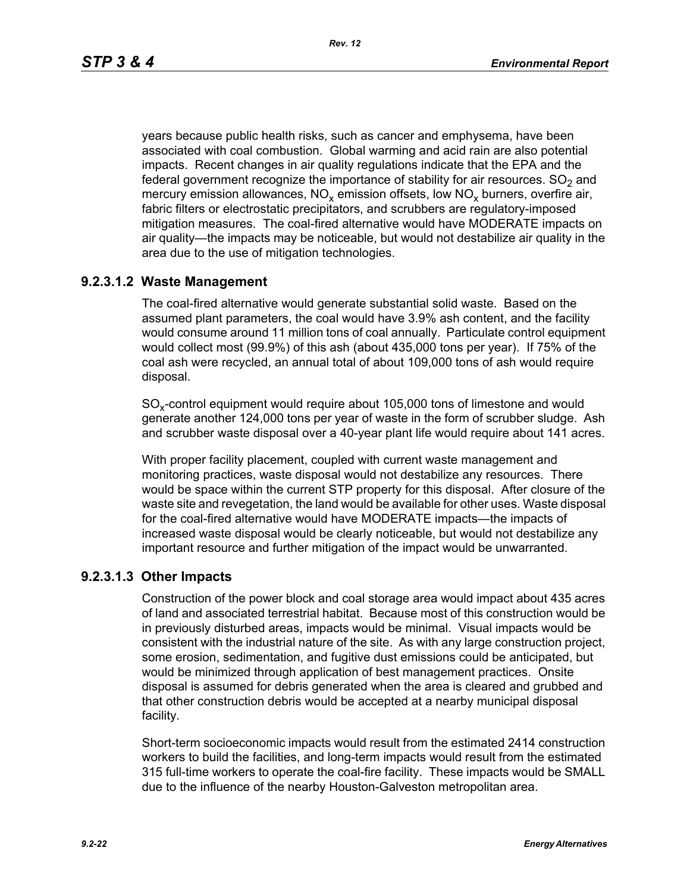years because public health risks, such as cancer and emphysema, have been associated with coal combustion. Global warming and acid rain are also potential impacts. Recent changes in air quality regulations indicate that the EPA and the federal government recognize the importance of stability for air resources. $SO_2$ and mercury emission allowances, $NO_x$ emission offsets, low $NO_x$ burners, overfire air, fabric filters or electrostatic precipitators, and scrubbers are regulatory-imposed mitigation measures. The coal-fired alternative would have MODERATE impacts on air quality—the impacts may be noticeable, but would not destabilize air quality in the area due to the use of mitigation technologies.

### 9.2.3.1.2 Waste Management

The coal-fired alternative would generate substantial solid waste. Based on the assumed plant parameters, the coal would have 3.9% ash content, and the facility would consume around 11 million tons of coal annually. Particulate control equipment would collect most (99.9%) of this ash (about 435,000 tons per year). If 75% of the coal ash were recycled, an annual total of about 109,000 tons of ash would require disposal.

$SO_x$-control equipment would require about 105,000 tons of limestone and would generate another 124,000 tons per year of waste in the form of scrubber sludge. Ash and scrubber waste disposal over a 40-year plant life would require about 141 acres.

With proper facility placement, coupled with current waste management and monitoring practices, waste disposal would not destabilize any resources. There would be space within the current STP property for this disposal. After closure of the waste site and revegetation, the land would be available for other uses. Waste disposal for the coal-fired alternative would have MODERATE impacts—the impacts of increased waste disposal would be clearly noticeable, but would not destabilize any important resource and further mitigation of the impact would be unwarranted.

### 9.2.3.1.3 Other Impacts

Construction of the power block and coal storage area would impact about 435 acres of land and associated terrestrial habitat. Because most of this construction would be in previously disturbed areas, impacts would be minimal. Visual impacts would be consistent with the industrial nature of the site. As with any large construction project, some erosion, sedimentation, and fugitive dust emissions could be anticipated, but would be minimized through application of best management practices. Onsite disposal is assumed for debris generated when the area is cleared and grubbed and that other construction debris would be accepted at a nearby municipal disposal facility.

Short-term socioeconomic impacts would result from the estimated 2414 construction workers to build the facilities, and long-term impacts would result from the estimated 315 full-time workers to operate the coal-fire facility. These impacts would be SMALL due to the influence of the nearby Houston-Galveston metropolitan area.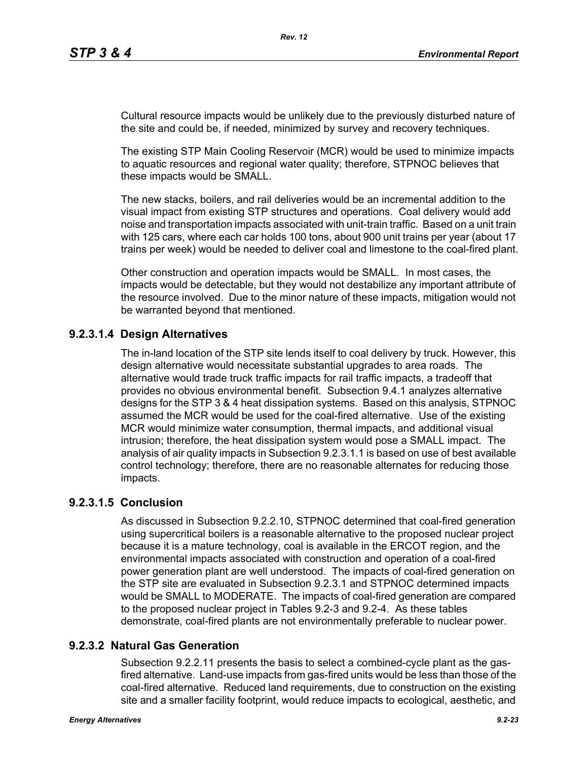Cultural resource impacts would be unlikely due to the previously disturbed nature of the site and could be, if needed, minimized by survey and recovery techniques.

The existing STP Main Cooling Reservoir (MCR) would be used to minimize impacts to aquatic resources and regional water quality; therefore, STPNOC believes that these impacts would be SMALL.

The new stacks, boilers, and rail deliveries would be an incremental addition to the visual impact from existing STP structures and operations. Coal delivery would add noise and transportation impacts associated with unit-train traffic. Based on a unit train with 125 cars, where each car holds 100 tons, about 900 unit trains per year (about 17 trains per week) would be needed to deliver coal and limestone to the coal-fired plant.

Other construction and operation impacts would be SMALL. In most cases, the impacts would be detectable, but they would not destabilize any important attribute of the resource involved. Due to the minor nature of these impacts, mitigation would not be warranted beyond that mentioned.

#### 9.2.3.1.4 Design Alternatives

The in-land location of the STP site lends itself to coal delivery by truck. However, this design alternative would necessitate substantial upgrades to area roads. The alternative would trade truck traffic impacts for rail traffic impacts, a tradeoff that provides no obvious environmental benefit. Subsection 9.4.1 analyzes alternative designs for the STP 3 & 4 heat dissipation systems. Based on this analysis, STPNOC assumed the MCR would be used for the coal-fired alternative. Use of the existing MCR would minimize water consumption, thermal impacts, and additional visual intrusion; therefore, the heat dissipation system would pose a SMALL impact. The analysis of air quality impacts in Subsection 9.2.3.1.1 is based on use of best available control technology; therefore, there are no reasonable alternates for reducing those impacts.

#### 9.2.3.1.5 Conclusion

As discussed in Subsection 9.2.2.10, STPNOC determined that coal-fired generation using supercritical boilers is a reasonable alternative to the proposed nuclear project because it is a mature technology, coal is available in the ERCOT region, and the environmental impacts associated with construction and operation of a coal-fired power generation plant are well understood. The impacts of coal-fired generation on the STP site are evaluated in Subsection 9.2.3.1 and STPNOC determined impacts would be SMALL to MODERATE. The impacts of coal-fired generation are compared to the proposed nuclear project in Tables 9.2-3 and 9.2-4. As these tables demonstrate, coal-fired plants are not environmentally preferable to nuclear power.

### 9.2.3.2 Natural Gas Generation

Subsection 9.2.2.11 presents the basis to select a combined-cycle plant as the gas-fired alternative. Land-use impacts from gas-fired units would be less than those of the coal-fired alternative. Reduced land requirements, due to construction on the existing site and a smaller facility footprint, would reduce impacts to ecological, aesthetic, and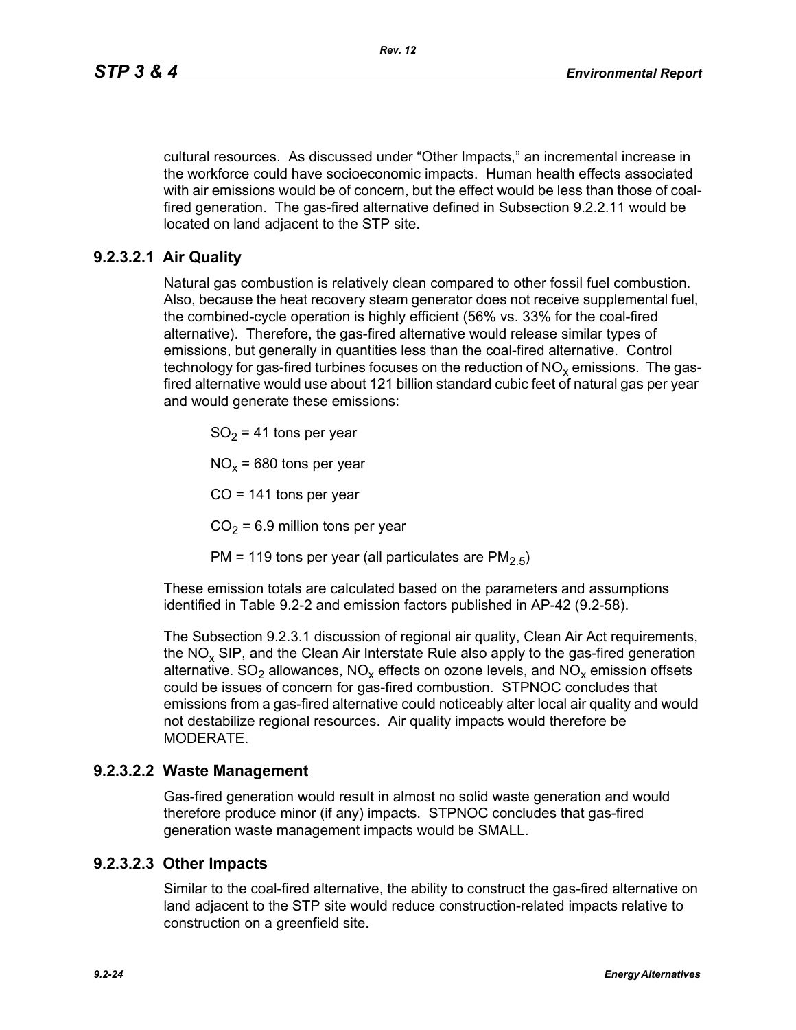cultural resources. As discussed under "Other Impacts," an incremental increase in the workforce could have socioeconomic impacts. Human health effects associated with air emissions would be of concern, but the effect would be less than those of coal-fired generation. The gas-fired alternative defined in Subsection 9.2.2.11 would be located on land adjacent to the STP site.

### 9.2.3.2.1 Air Quality

Natural gas combustion is relatively clean compared to other fossil fuel combustion. Also, because the heat recovery steam generator does not receive supplemental fuel, the combined-cycle operation is highly efficient (56% vs. 33% for the coal-fired alternative). Therefore, the gas-fired alternative would release similar types of emissions, but generally in quantities less than the coal-fired alternative. Control technology for gas-fired turbines focuses on the reduction of $NO_x$ emissions. The gas-fired alternative would use about 121 billion standard cubic feet of natural gas per year and would generate these emissions:

$SO_2$ = 41 tons per year

$NO_x$ = 680 tons per year

CO = 141 tons per year

$CO_2$ = 6.9 million tons per year

PM = 119 tons per year (all particulates are $PM_{2.5}$)

These emission totals are calculated based on the parameters and assumptions identified in Table 9.2-2 and emission factors published in AP-42 (9.2-58).

The Subsection 9.2.3.1 discussion of regional air quality, Clean Air Act requirements, the $NO_x$ SIP, and the Clean Air Interstate Rule also apply to the gas-fired generation alternative. $SO_2$ allowances, $NO_x$ effects on ozone levels, and $NO_x$ emission offsets could be issues of concern for gas-fired combustion. STPNOC concludes that emissions from a gas-fired alternative could noticeably alter local air quality and would not destabilize regional resources. Air quality impacts would therefore be MODERATE.

### 9.2.3.2.2 Waste Management

Gas-fired generation would result in almost no solid waste generation and would therefore produce minor (if any) impacts. STPNOC concludes that gas-fired generation waste management impacts would be SMALL.

### 9.2.3.2.3 Other Impacts

Similar to the coal-fired alternative, the ability to construct the gas-fired alternative on land adjacent to the STP site would reduce construction-related impacts relative to construction on a greenfield site.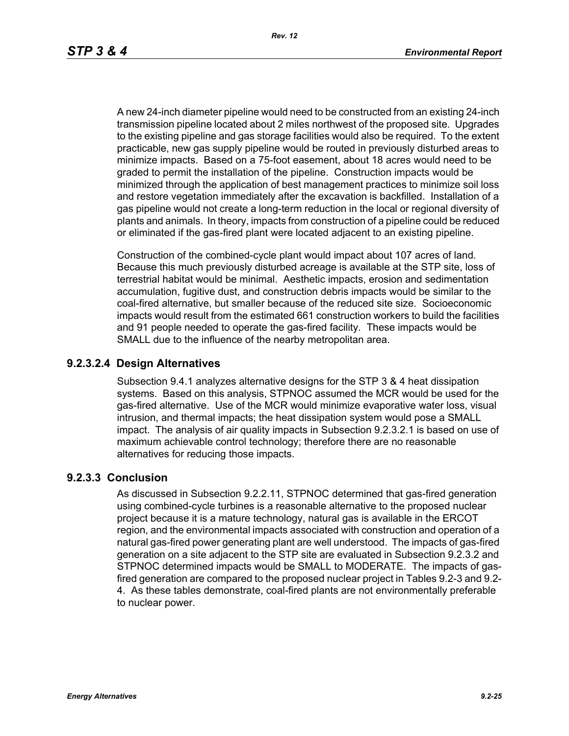A new 24-inch diameter pipeline would need to be constructed from an existing 24-inch transmission pipeline located about 2 miles northwest of the proposed site. Upgrades to the existing pipeline and gas storage facilities would also be required. To the extent practicable, new gas supply pipeline would be routed in previously disturbed areas to minimize impacts. Based on a 75-foot easement, about 18 acres would need to be graded to permit the installation of the pipeline. Construction impacts would be minimized through the application of best management practices to minimize soil loss and restore vegetation immediately after the excavation is backfilled. Installation of a gas pipeline would not create a long-term reduction in the local or regional diversity of plants and animals. In theory, impacts from construction of a pipeline could be reduced or eliminated if the gas-fired plant were located adjacent to an existing pipeline.

Construction of the combined-cycle plant would impact about 107 acres of land. Because this much previously disturbed acreage is available at the STP site, loss of terrestrial habitat would be minimal. Aesthetic impacts, erosion and sedimentation accumulation, fugitive dust, and construction debris impacts would be similar to the coal-fired alternative, but smaller because of the reduced site size. Socioeconomic impacts would result from the estimated 661 construction workers to build the facilities and 91 people needed to operate the gas-fired facility. These impacts would be SMALL due to the influence of the nearby metropolitan area.

#### 9.2.3.2.4 Design Alternatives

Subsection 9.4.1 analyzes alternative designs for the STP 3 & 4 heat dissipation systems. Based on this analysis, STPNOC assumed the MCR would be used for the gas-fired alternative. Use of the MCR would minimize evaporative water loss, visual intrusion, and thermal impacts; the heat dissipation system would pose a SMALL impact. The analysis of air quality impacts in Subsection 9.2.3.2.1 is based on use of maximum achievable control technology; therefore there are no reasonable alternatives for reducing those impacts.

### 9.2.3.3 Conclusion

As discussed in Subsection 9.2.2.11, STPNOC determined that gas-fired generation using combined-cycle turbines is a reasonable alternative to the proposed nuclear project because it is a mature technology, natural gas is available in the ERCOT region, and the environmental impacts associated with construction and operation of a natural gas-fired power generating plant are well understood. The impacts of gas-fired generation on a site adjacent to the STP site are evaluated in Subsection 9.2.3.2 and STPNOC determined impacts would be SMALL to MODERATE. The impacts of gas-fired generation are compared to the proposed nuclear project in Tables 9.2-3 and 9.2-4. As these tables demonstrate, coal-fired plants are not environmentally preferable to nuclear power.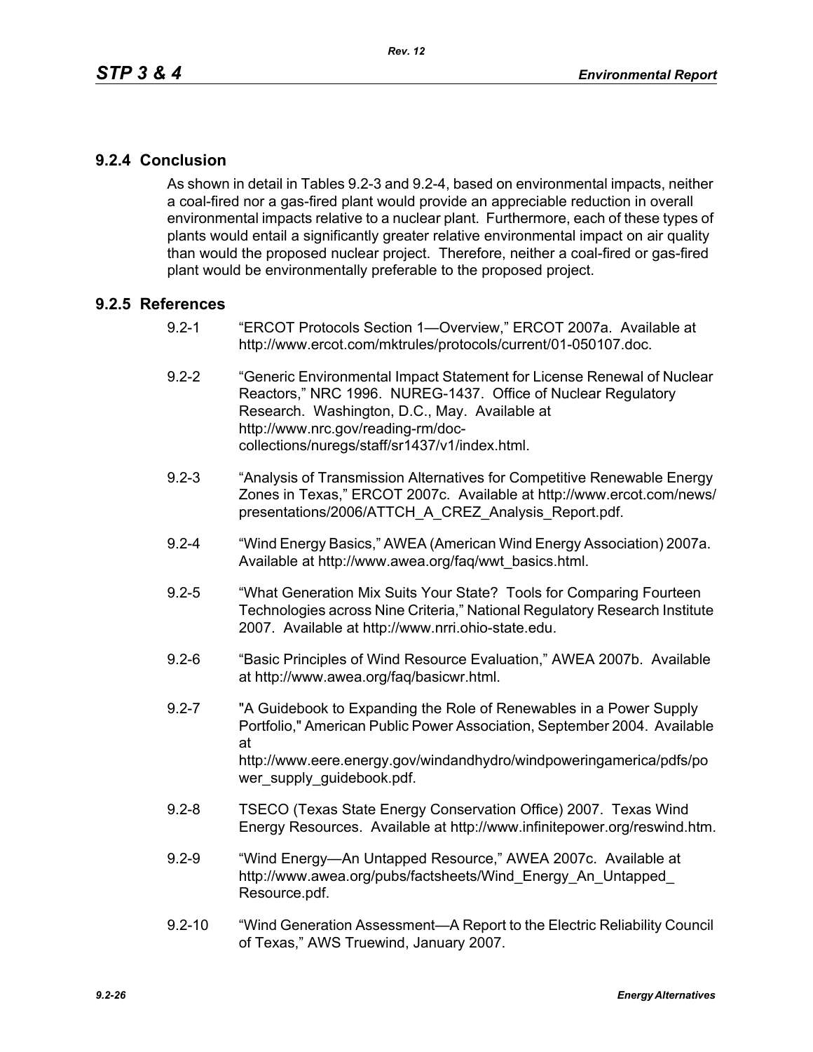### 9.2.4 Conclusion

As shown in detail in Tables 9.2-3 and 9.2-4, based on environmental impacts, neither a coal-fired nor a gas-fired plant would provide an appreciable reduction in overall environmental impacts relative to a nuclear plant. Furthermore, each of these types of plants would entail a significantly greater relative environmental impact on air quality than would the proposed nuclear project. Therefore, neither a coal-fired or gas-fired plant would be environmentally preferable to the proposed project.

### 9.2.5 References

9.2-1 "ERCOT Protocols Section 1—Overview," ERCOT 2007a. Available at http://www.ercot.com/mktrules/protocols/current/01-050107.doc.

9.2-2 "Generic Environmental Impact Statement for License Renewal of Nuclear Reactors," NRC 1996. NUREG-1437. Office of Nuclear Regulatory Research. Washington, D.C., May. Available at http://www.nrc.gov/reading-rm/doc-collections/nuregs/staff/sr1437/v1/index.html.

9.2-3 "Analysis of Transmission Alternatives for Competitive Renewable Energy Zones in Texas," ERCOT 2007c. Available at http://www.ercot.com/news/presentations/2006/ATTCH_A_CREZ_Analysis_Report.pdf.

9.2-4 "Wind Energy Basics," AWEA (American Wind Energy Association) 2007a. Available at http://www.awea.org/faq/wwt_basics.html.

9.2-5 "What Generation Mix Suits Your State? Tools for Comparing Fourteen Technologies across Nine Criteria," National Regulatory Research Institute 2007. Available at http://www.nrri.ohio-state.edu.

9.2-6 "Basic Principles of Wind Resource Evaluation," AWEA 2007b. Available at http://www.awea.org/faq/basicwr.html.

9.2-7 "A Guidebook to Expanding the Role of Renewables in a Power Supply Portfolio," American Public Power Association, September 2004. Available at http://www.eere.energy.gov/windandhydro/windpoweringamerica/pdfs/power_supply_guidebook.pdf.

9.2-8 TSECO (Texas State Energy Conservation Office) 2007. Texas Wind Energy Resources. Available at http://www.infinitepower.org/reswind.htm.

9.2-9 "Wind Energy—An Untapped Resource," AWEA 2007c. Available at http://www.awea.org/pubs/factsheets/Wind_Energy_An_Untapped_Resource.pdf.

9.2-10 "Wind Generation Assessment—A Report to the Electric Reliability Council of Texas," AWS Truewind, January 2007.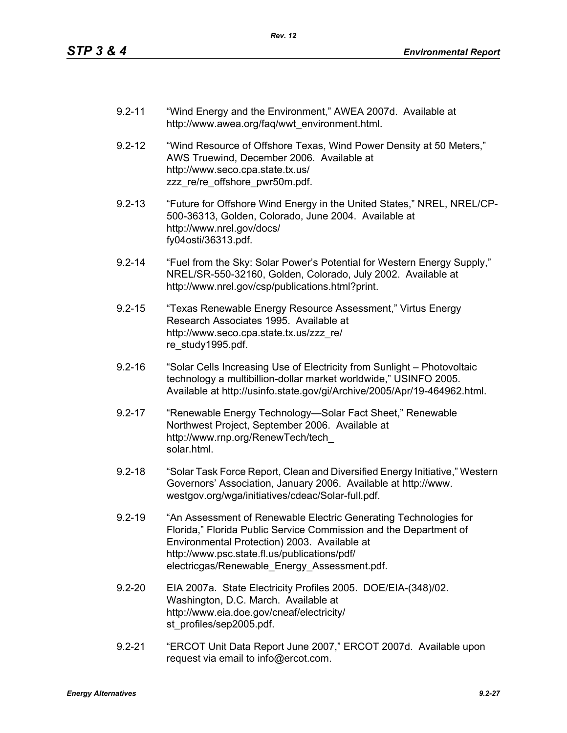9.2-11 "Wind Energy and the Environment," AWEA 2007d. Available at http://www.awea.org/faq/wwt_environment.html.

9.2-12 "Wind Resource of Offshore Texas, Wind Power Density at 50 Meters," AWS Truewind, December 2006. Available at http://www.seco.cpa.state.tx.us/zzz_re/re_offshore_pwr50m.pdf.

9.2-13 "Future for Offshore Wind Energy in the United States," NREL, NREL/CP-500-36313, Golden, Colorado, June 2004. Available at http://www.nrel.gov/docs/fy04osti/36313.pdf.

9.2-14 "Fuel from the Sky: Solar Power's Potential for Western Energy Supply," NREL/SR-550-32160, Golden, Colorado, July 2002. Available at http://www.nrel.gov/csp/publications.html?print.

9.2-15 "Texas Renewable Energy Resource Assessment," Virtus Energy Research Associates 1995. Available at http://www.seco.cpa.state.tx.us/zzz_re/re_study1995.pdf.

9.2-16 "Solar Cells Increasing Use of Electricity from Sunlight – Photovoltaic technology a multibillion-dollar market worldwide," USINFO 2005. Available at http://usinfo.state.gov/gi/Archive/2005/Apr/19-464962.html.

9.2-17 "Renewable Energy Technology—Solar Fact Sheet," Renewable Northwest Project, September 2006. Available at http://www.rnp.org/RenewTech/tech_solar.html.

9.2-18 "Solar Task Force Report, Clean and Diversified Energy Initiative," Western Governors' Association, January 2006. Available at http://www.westgov.org/wga/initiatives/cdeac/Solar-full.pdf.

9.2-19 "An Assessment of Renewable Electric Generating Technologies for Florida," Florida Public Service Commission and the Department of Environmental Protection) 2003. Available at http://www.psc.state.fl.us/publications/pdf/electricgas/Renewable_Energy_Assessment.pdf.

9.2-20 EIA 2007a. State Electricity Profiles 2005. DOE/EIA-(348)/02. Washington, D.C. March. Available at http://www.eia.doe.gov/cneaf/electricity/st_profiles/sep2005.pdf.

9.2-21 "ERCOT Unit Data Report June 2007," ERCOT 2007d. Available upon request via email to info@ercot.com.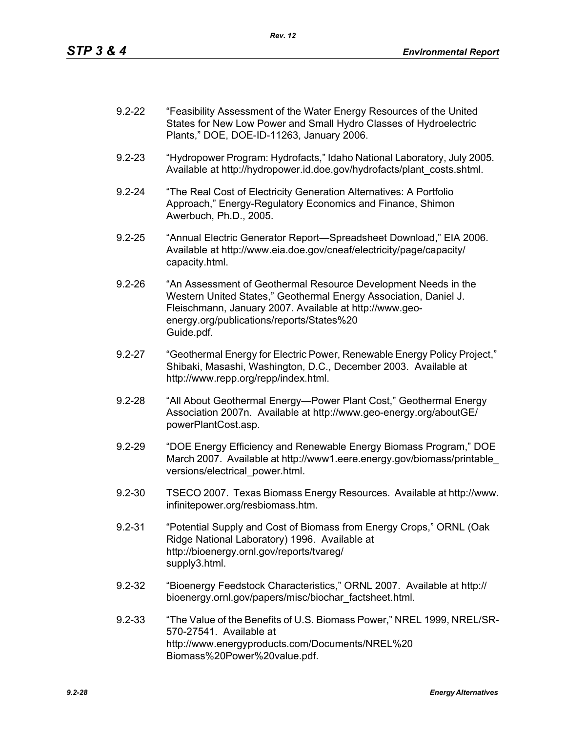9.2-22 "Feasibility Assessment of the Water Energy Resources of the United States for New Low Power and Small Hydro Classes of Hydroelectric Plants," DOE, DOE-ID-11263, January 2006.

9.2-23 "Hydropower Program: Hydrofacts," Idaho National Laboratory, July 2005. Available at http://hydropower.id.doe.gov/hydrofacts/plant_costs.shtml.

9.2-24 "The Real Cost of Electricity Generation Alternatives: A Portfolio Approach," Energy-Regulatory Economics and Finance, Shimon Awerbuch, Ph.D., 2005.

9.2-25 "Annual Electric Generator Report—Spreadsheet Download," EIA 2006. Available at http://www.eia.doe.gov/cneaf/electricity/page/capacity/capacity.html.

9.2-26 "An Assessment of Geothermal Resource Development Needs in the Western United States," Geothermal Energy Association, Daniel J. Fleischmann, January 2007. Available at http://www.geo-energy.org/publications/reports/States%20Guide.pdf.

9.2-27 "Geothermal Energy for Electric Power, Renewable Energy Policy Project," Shibaki, Masashi, Washington, D.C., December 2003. Available at http://www.repp.org/repp/index.html.

9.2-28 "All About Geothermal Energy—Power Plant Cost," Geothermal Energy Association 2007n. Available at http://www.geo-energy.org/aboutGE/powerPlantCost.asp.

9.2-29 "DOE Energy Efficiency and Renewable Energy Biomass Program," DOE March 2007. Available at http://www1.eere.energy.gov/biomass/printable_versions/electrical_power.html.

9.2-30 TSECO 2007. Texas Biomass Energy Resources. Available at http://www.infinitepower.org/resbiomass.htm.

9.2-31 "Potential Supply and Cost of Biomass from Energy Crops," ORNL (Oak Ridge National Laboratory) 1996. Available at http://bioenergy.ornl.gov/reports/tvareg/supply3.html.

9.2-32 "Bioenergy Feedstock Characteristics," ORNL 2007. Available at http://bioenergy.ornl.gov/papers/misc/biochar_factsheet.html.

9.2-33 "The Value of the Benefits of U.S. Biomass Power," NREL 1999, NREL/SR-570-27541. Available at http://www.energyproducts.com/Documents/NREL%20Biomass%20Power%20value.pdf.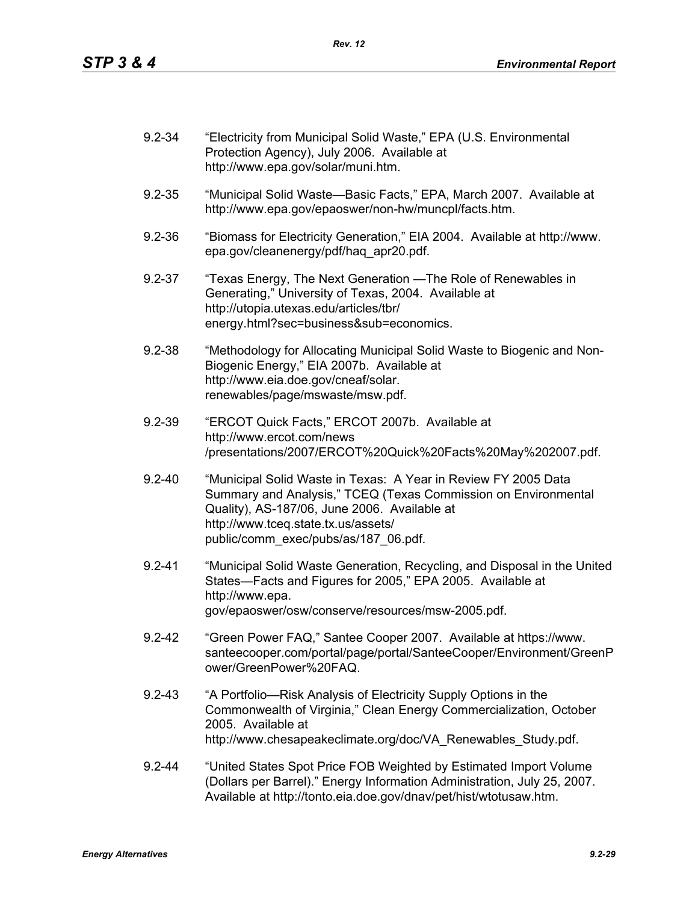9.2-34 "Electricity from Municipal Solid Waste," EPA (U.S. Environmental Protection Agency), July 2006. Available at http://www.epa.gov/solar/muni.htm.

9.2-35 "Municipal Solid Waste—Basic Facts," EPA, March 2007. Available at http://www.epa.gov/epaoswer/non-hw/muncpl/facts.htm.

9.2-36 "Biomass for Electricity Generation," EIA 2004. Available at http://www.epa.gov/cleanenergy/pdf/haq_apr20.pdf.

9.2-37 "Texas Energy, The Next Generation —The Role of Renewables in Generating," University of Texas, 2004. Available at http://utopia.utexas.edu/articles/tbr/energy.html?sec=business&sub=economics.

9.2-38 "Methodology for Allocating Municipal Solid Waste to Biogenic and Non-Biogenic Energy," EIA 2007b. Available at http://www.eia.doe.gov/cneaf/solar.renewables/page/mswaste/msw.pdf.

9.2-39 "ERCOT Quick Facts," ERCOT 2007b. Available at http://www.ercot.com/news/presentations/2007/ERCOT%20Quick%20Facts%20May%202007.pdf.

9.2-40 "Municipal Solid Waste in Texas: A Year in Review FY 2005 Data Summary and Analysis," TCEQ (Texas Commission on Environmental Quality), AS-187/06, June 2006. Available at http://www.tceq.state.tx.us/assets/public/comm_exec/pubs/as/187_06.pdf.

9.2-41 "Municipal Solid Waste Generation, Recycling, and Disposal in the United States—Facts and Figures for 2005," EPA 2005. Available at http://www.epa.gov/epaoswer/osw/conserve/resources/msw-2005.pdf.

9.2-42 "Green Power FAQ," Santee Cooper 2007. Available at https://www.santeecooper.com/portal/page/portal/SanteeCooper/Environment/GreenPower/GreenPower%20FAQ.

9.2-43 "A Portfolio—Risk Analysis of Electricity Supply Options in the Commonwealth of Virginia," Clean Energy Commercialization, October 2005. Available at http://www.chesapeakeclimate.org/doc/VA_Renewables_Study.pdf.

9.2-44 "United States Spot Price FOB Weighted by Estimated Import Volume (Dollars per Barrel)." Energy Information Administration, July 25, 2007. Available at http://tonto.eia.doe.gov/dnav/pet/hist/wtotusaw.htm.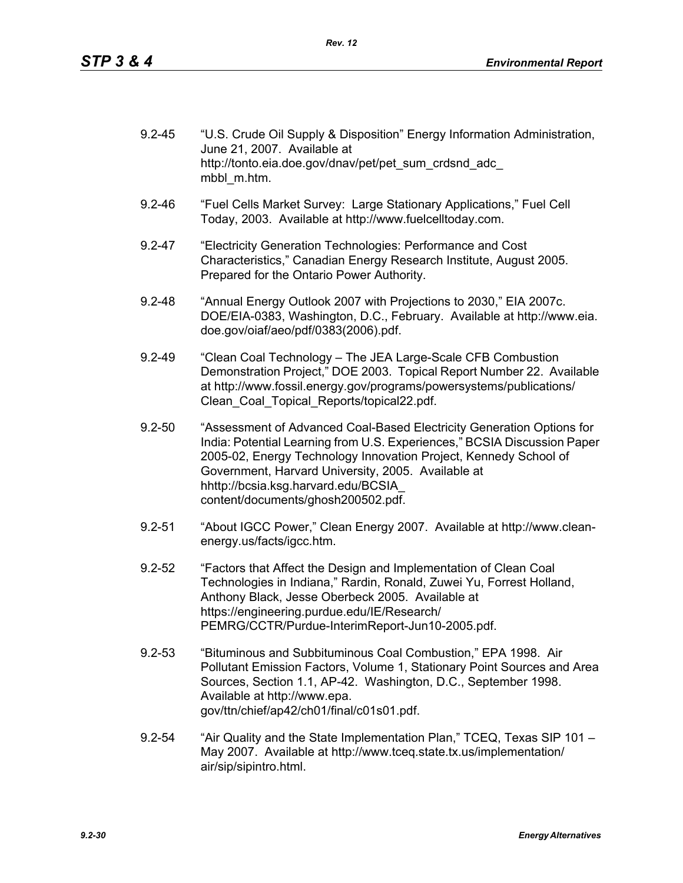9.2-45 "U.S. Crude Oil Supply & Disposition" Energy Information Administration, June 21, 2007. Available at http://tonto.eia.doe.gov/dnav/pet/pet_sum_crdsnd_adc_mbbl_m.htm.

9.2-46 "Fuel Cells Market Survey: Large Stationary Applications," Fuel Cell Today, 2003. Available at http://www.fuelcelltoday.com.

9.2-47 "Electricity Generation Technologies: Performance and Cost Characteristics," Canadian Energy Research Institute, August 2005. Prepared for the Ontario Power Authority.

9.2-48 "Annual Energy Outlook 2007 with Projections to 2030," EIA 2007c. DOE/EIA-0383, Washington, D.C., February. Available at http://www.eia.doe.gov/oiaf/aeo/pdf/0383(2006).pdf.

9.2-49 "Clean Coal Technology – The JEA Large-Scale CFB Combustion Demonstration Project," DOE 2003. Topical Report Number 22. Available at http://www.fossil.energy.gov/programs/powersystems/publications/Clean_Coal_Topical_Reports/topical22.pdf.

9.2-50 "Assessment of Advanced Coal-Based Electricity Generation Options for India: Potential Learning from U.S. Experiences," BCSIA Discussion Paper 2005-02, Energy Technology Innovation Project, Kennedy School of Government, Harvard University, 2005. Available at hhttp://bcsia.ksg.harvard.edu/BCSIA_content/documents/ghosh200502.pdf.

9.2-51 "About IGCC Power," Clean Energy 2007. Available at http://www.clean-energy.us/facts/igcc.htm.

9.2-52 "Factors that Affect the Design and Implementation of Clean Coal Technologies in Indiana," Rardin, Ronald, Zuwei Yu, Forrest Holland, Anthony Black, Jesse Oberbeck 2005. Available at https://engineering.purdue.edu/IE/Research/PEMRG/CCTR/Purdue-InterimReport-Jun10-2005.pdf.

9.2-53 "Bituminous and Subbituminous Coal Combustion," EPA 1998. Air Pollutant Emission Factors, Volume 1, Stationary Point Sources and Area Sources, Section 1.1, AP-42. Washington, D.C., September 1998. Available at http://www.epa.gov/ttn/chief/ap42/ch01/final/c01s01.pdf.

9.2-54 "Air Quality and the State Implementation Plan," TCEQ, Texas SIP 101 – May 2007. Available at http://www.tceq.state.tx.us/implementation/air/sip/sipintro.html.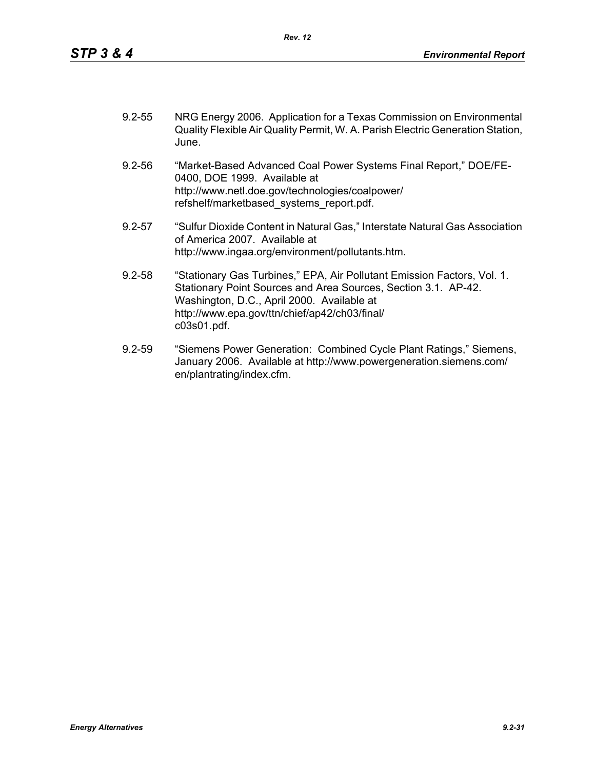9.2-55 NRG Energy 2006. Application for a Texas Commission on Environmental Quality Flexible Air Quality Permit, W. A. Parish Electric Generation Station, June.

9.2-56 "Market-Based Advanced Coal Power Systems Final Report," DOE/FE-0400, DOE 1999. Available at http://www.netl.doe.gov/technologies/coalpower/refshelf/marketbased_systems_report.pdf.

9.2-57 "Sulfur Dioxide Content in Natural Gas," Interstate Natural Gas Association of America 2007. Available at http://www.ingaa.org/environment/pollutants.htm.

9.2-58 "Stationary Gas Turbines," EPA, Air Pollutant Emission Factors, Vol. 1. Stationary Point Sources and Area Sources, Section 3.1. AP-42. Washington, D.C., April 2000. Available at http://www.epa.gov/ttn/chief/ap42/ch03/final/c03s01.pdf.

9.2-59 "Siemens Power Generation: Combined Cycle Plant Ratings," Siemens, January 2006. Available at http://www.powergeneration.siemens.com/en/plantrating/index.cfm.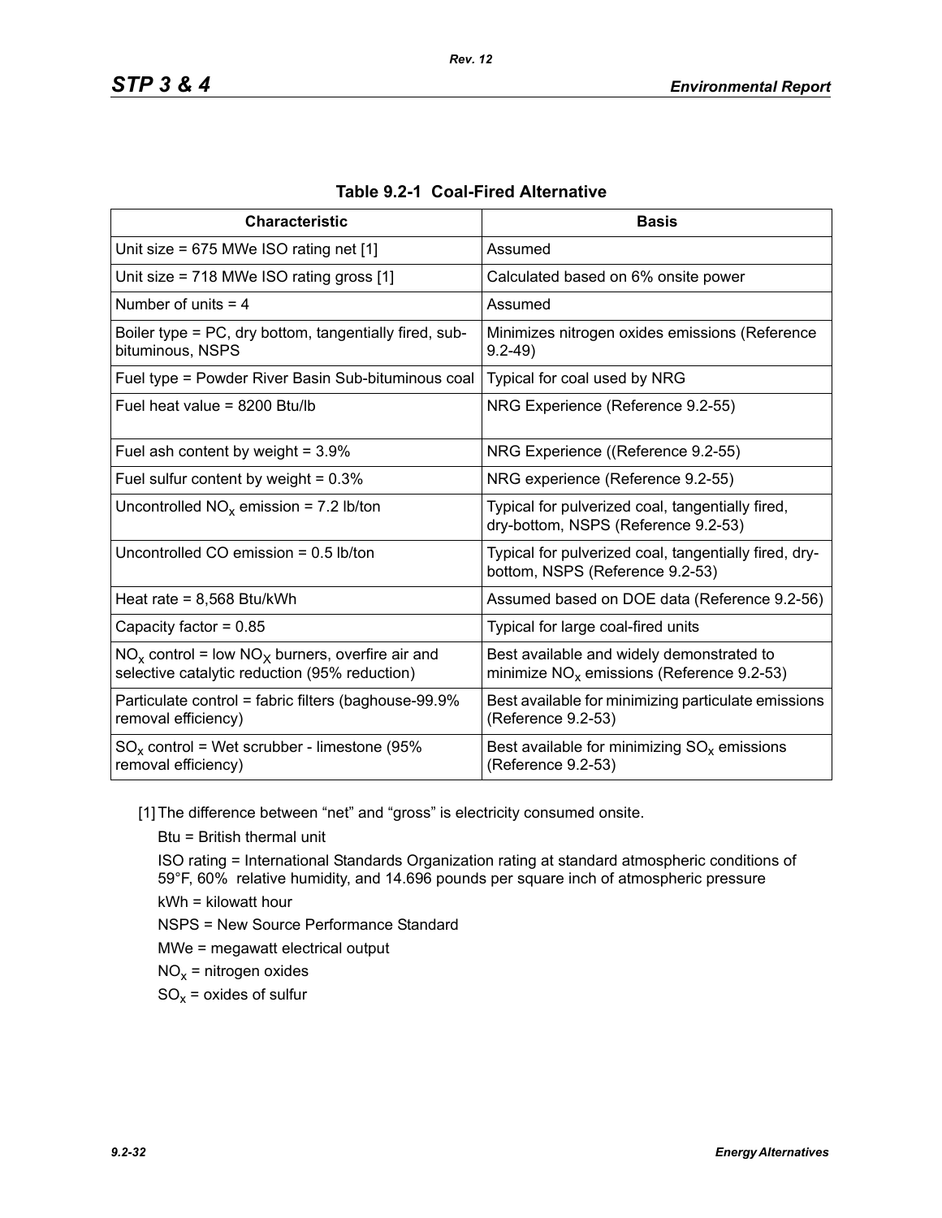**Table 9.2-1 Coal-Fired Alternative**

| Characteristic | Basis |
|---|---|
| Unit size = 675 MWe ISO rating net [1] | Assumed |
| Unit size = 718 MWe ISO rating gross [1] | Calculated based on 6% onsite power |
| Number of units = 4 | Assumed |
| Boiler type = PC, dry bottom, tangentially fired, sub-bituminous, NSPS | Minimizes nitrogen oxides emissions (Reference 9.2-49) |
| Fuel type = Powder River Basin Sub-bituminous coal | Typical for coal used by NRG |
| Fuel heat value = 8200 Btu/lb | NRG Experience (Reference 9.2-55) |
| Fuel ash content by weight = 3.9% | NRG Experience ((Reference 9.2-55) |
| Fuel sulfur content by weight = 0.3% | NRG experience (Reference 9.2-55) |
| Uncontrolled $NO_x$ emission = 7.2 lb/ton | Typical for pulverized coal, tangentially fired, dry-bottom, NSPS (Reference 9.2-53) |
| Uncontrolled CO emission = 0.5 lb/ton | Typical for pulverized coal, tangentially fired, dry-bottom, NSPS (Reference 9.2-53) |
| Heat rate = 8,568 Btu/kWh | Assumed based on DOE data (Reference 9.2-56) |
| Capacity factor = 0.85 | Typical for large coal-fired units |
| $NO_x$ control = low $NO_X$ burners, overfire air and selective catalytic reduction (95% reduction) | Best available and widely demonstrated to minimize $NO_x$ emissions (Reference 9.2-53) |
| Particulate control = fabric filters (baghouse-99.9% removal efficiency) | Best available for minimizing particulate emissions (Reference 9.2-53) |
| $SO_x$ control = Wet scrubber - limestone (95% removal efficiency) | Best available for minimizing $SO_x$ emissions (Reference 9.2-53) |

[1] The difference between "net" and "gross" is electricity consumed onsite.

Btu = British thermal unit

ISO rating = International Standards Organization rating at standard atmospheric conditions of 59°F, 60% relative humidity, and 14.696 pounds per square inch of atmospheric pressure

kWh = kilowatt hour

NSPS = New Source Performance Standard

MWe = megawatt electrical output

$NO_x$ = nitrogen oxides

$SO_x$ = oxides of sulfur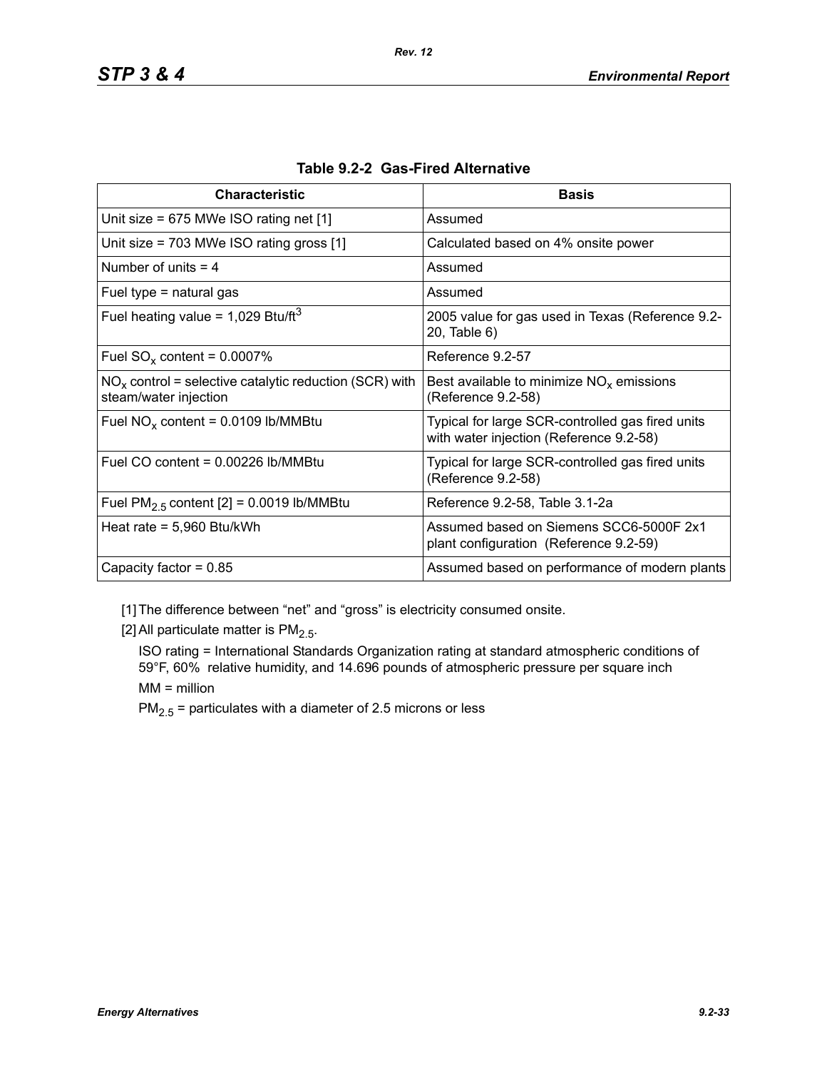**Table 9.2-2 Gas-Fired Alternative**

| Characteristic | Basis |
|---|---|
| Unit size = 675 MWe ISO rating net [1] | Assumed |
| Unit size = 703 MWe ISO rating gross [1] | Calculated based on 4% onsite power |
| Number of units = 4 | Assumed |
| Fuel type = natural gas | Assumed |
| Fuel heating value = 1,029 Btu/$ft^3$ | 2005 value for gas used in Texas (Reference 9.2-20, Table 6) |
| Fuel $SO_x$ content = 0.0007% | Reference 9.2-57 |
| $NO_x$ control = selective catalytic reduction (SCR) with steam/water injection | Best available to minimize $NO_x$ emissions (Reference 9.2-58) |
| Fuel $NO_x$ content = 0.0109 lb/MMBtu | Typical for large SCR-controlled gas fired units with water injection (Reference 9.2-58) |
| Fuel CO content = 0.00226 lb/MMBtu | Typical for large SCR-controlled gas fired units (Reference 9.2-58) |
| Fuel $PM_{2.5}$ content [2] = 0.0019 lb/MMBtu | Reference 9.2-58, Table 3.1-2a |
| Heat rate = 5,960 Btu/kWh | Assumed based on Siemens SCC6-5000F 2x1 plant configuration (Reference 9.2-59) |
| Capacity factor = 0.85 | Assumed based on performance of modern plants |

[1] The difference between "net" and "gross" is electricity consumed onsite.

[2] All particulate matter is $PM_{2.5}$.

ISO rating = International Standards Organization rating at standard atmospheric conditions of 59°F, 60% relative humidity, and 14.696 pounds of atmospheric pressure per square inch

MM = million

$PM_{2.5}$ = particulates with a diameter of 2.5 microns or less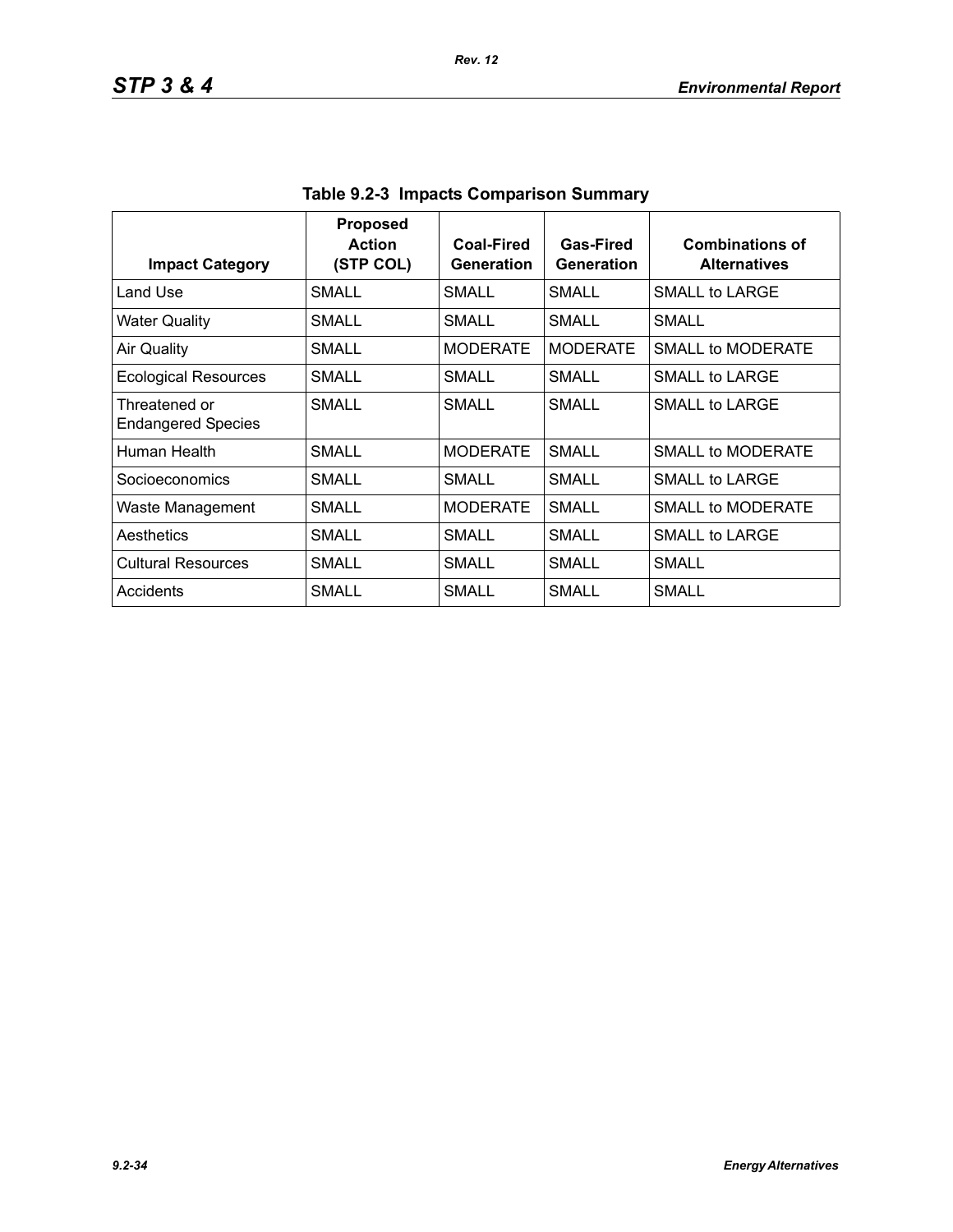**Table 9.2-3 Impacts Comparison Summary**

| Impact Category | Proposed Action (STP COL) | Coal-Fired Generation | Gas-Fired Generation | Combinations of Alternatives |
|---|---|---|---|---|
| Land Use | SMALL | SMALL | SMALL | SMALL to LARGE |
| Water Quality | SMALL | SMALL | SMALL | SMALL |
| Air Quality | SMALL | MODERATE | MODERATE | SMALL to MODERATE |
| Ecological Resources | SMALL | SMALL | SMALL | SMALL to LARGE |
| Threatened or Endangered Species | SMALL | SMALL | SMALL | SMALL to LARGE |
| Human Health | SMALL | MODERATE | SMALL | SMALL to MODERATE |
| Socioeconomics | SMALL | SMALL | SMALL | SMALL to LARGE |
| Waste Management | SMALL | MODERATE | SMALL | SMALL to MODERATE |
| Aesthetics | SMALL | SMALL | SMALL | SMALL to LARGE |
| Cultural Resources | SMALL | SMALL | SMALL | SMALL |
| Accidents | SMALL | SMALL | SMALL | SMALL |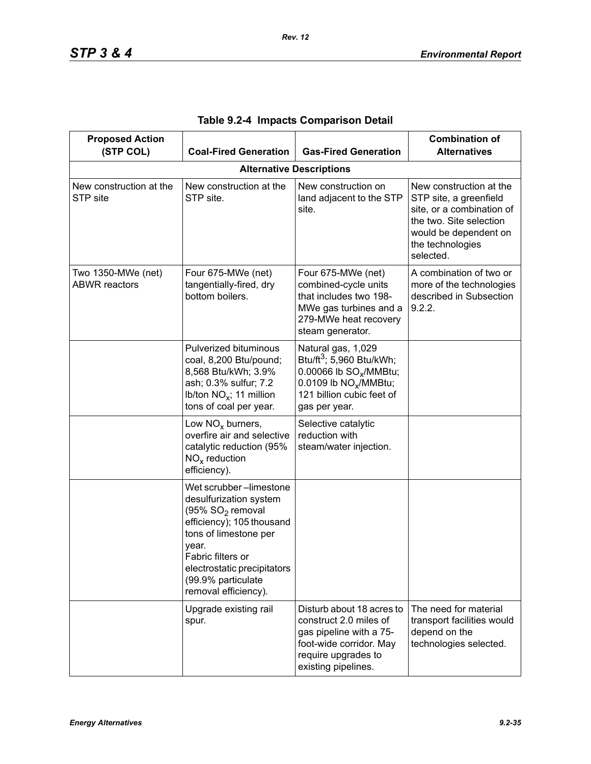**Table 9.2-4 Impacts Comparison Detail**

| Proposed Action (STP COL) | Coal-Fired Generation | Gas-Fired Generation | Combination of Alternatives |
|---|---|---|---|
| **Alternative Descriptions** | | | |
| New construction at the STP site | New construction at the STP site. | New construction on land adjacent to the STP site. | New construction at the STP site, a greenfield site, or a combination of the two. Site selection would be dependent on the technologies selected. |
| Two 1350-MWe (net) ABWR reactors | Four 675-MWe (net) tangentially-fired, dry bottom boilers. | Four 675-MWe (net) combined-cycle units that includes two 198-MWe gas turbines and a 279-MWe heat recovery steam generator. | A combination of two or more of the technologies described in Subsection 9.2.2. |
| | Pulverized bituminous coal, 8,200 Btu/pound; 8,568 Btu/kWh; 3.9% ash; 0.3% sulfur; 7.2 lb/ton $NO_x$; 11 million tons of coal per year. | Natural gas, 1,029 Btu/$ft^3$; 5,960 Btu/kWh; 0.00066 lb $SO_x$/MMBtu; 0.0109 lb $NO_x$/MMBtu; 121 billion cubic feet of gas per year. | |
| | Low $NO_x$ burners, overfire air and selective catalytic reduction (95% $NO_x$ reduction efficiency). | Selective catalytic reduction with steam/water injection. | |
| | Wet scrubber –limestone desulfurization system (95% $SO_2$ removal efficiency); 105 thousand tons of limestone per year.<br>Fabric filters or electrostatic precipitators (99.9% particulate removal efficiency). | | |
| | Upgrade existing rail spur. | Disturb about 18 acres to construct 2.0 miles of gas pipeline with a 75-foot-wide corridor. May require upgrades to existing pipelines. | The need for material transport facilities would depend on the technologies selected. |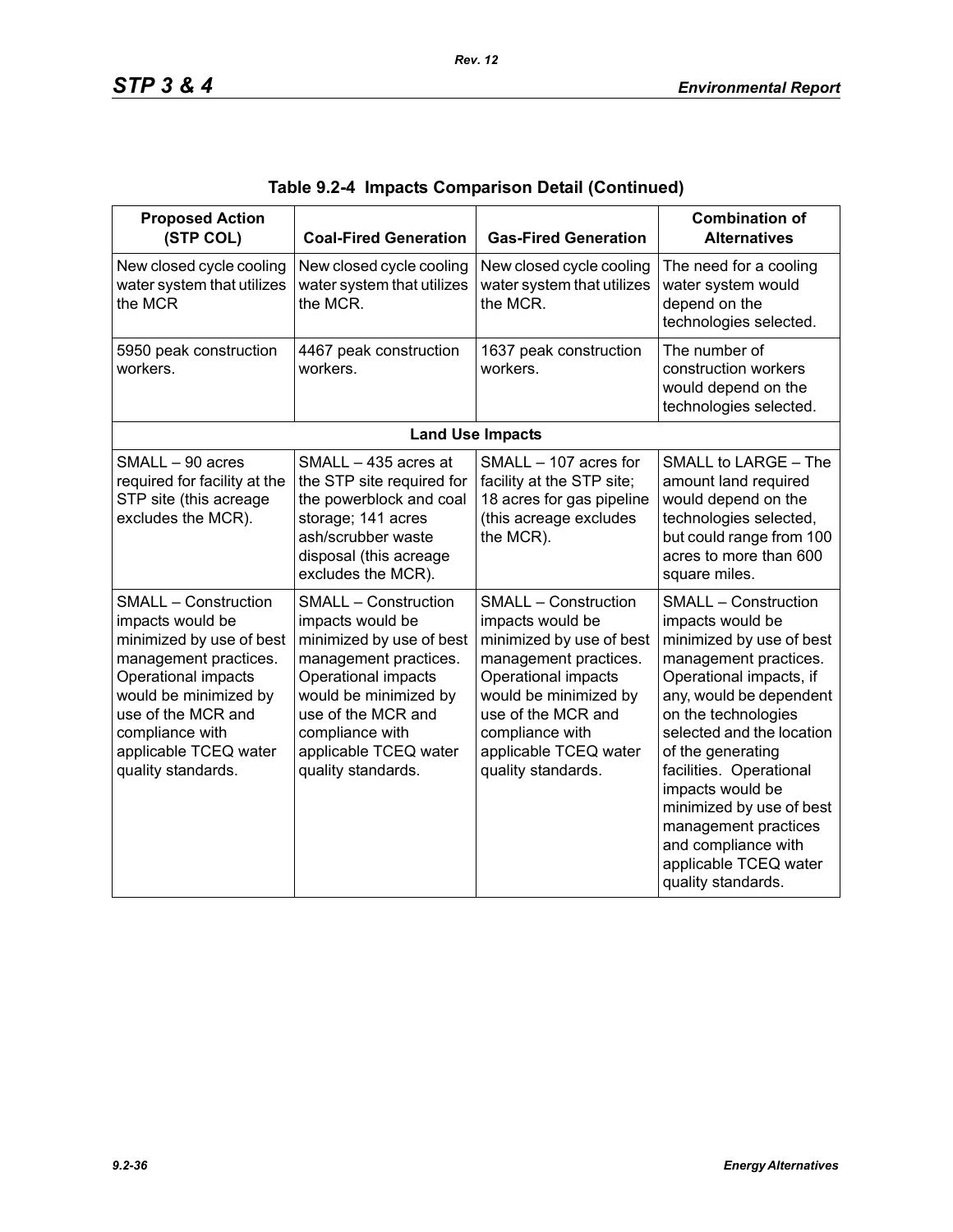**Table 9.2-4 Impacts Comparison Detail (Continued)**

| Proposed Action (STP COL) | Coal-Fired Generation | Gas-Fired Generation | Combination of Alternatives |
|---|---|---|---|
| New closed cycle cooling water system that utilizes the MCR | New closed cycle cooling water system that utilizes the MCR. | New closed cycle cooling water system that utilizes the MCR. | The need for a cooling water system would depend on the technologies selected. |
| 5950 peak construction workers. | 4467 peak construction workers. | 1637 peak construction workers. | The number of construction workers would depend on the technologies selected. |
| **Land Use Impacts** | | | |
| SMALL – 90 acres required for facility at the STP site (this acreage excludes the MCR). | SMALL – 435 acres at the STP site required for the powerblock and coal storage; 141 acres ash/scrubber waste disposal (this acreage excludes the MCR). | SMALL – 107 acres for facility at the STP site; 18 acres for gas pipeline (this acreage excludes the MCR). | SMALL to LARGE – The amount land required would depend on the technologies selected, but could range from 100 acres to more than 600 square miles. |
| SMALL – Construction impacts would be minimized by use of best management practices. Operational impacts would be minimized by use of the MCR and compliance with applicable TCEQ water quality standards. | SMALL – Construction impacts would be minimized by use of best management practices. Operational impacts would be minimized by use of the MCR and compliance with applicable TCEQ water quality standards. | SMALL – Construction impacts would be minimized by use of best management practices. Operational impacts would be minimized by use of the MCR and compliance with applicable TCEQ water quality standards. | SMALL – Construction impacts would be minimized by use of best management practices. Operational impacts, if any, would be dependent on the technologies selected and the location of the generating facilities. Operational impacts would be minimized by use of best management practices and compliance with applicable TCEQ water quality standards. |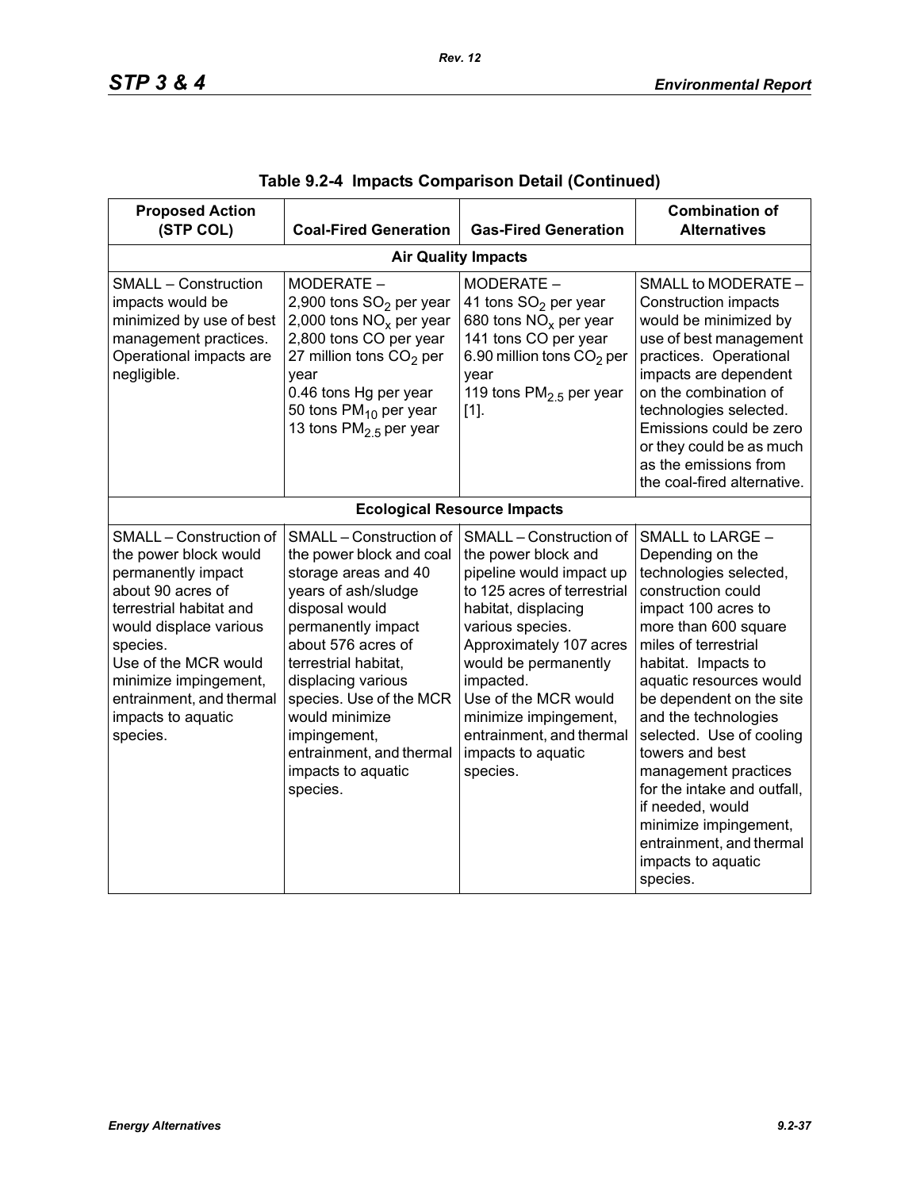**Table 9.2-4 Impacts Comparison Detail (Continued)**

| Proposed Action (STP COL) | Coal-Fired Generation | Gas-Fired Generation | Combination of Alternatives |
|---|---|---|---|
| **Air Quality Impacts** | | | |
| SMALL – Construction impacts would be minimized by use of best management practices. Operational impacts are negligible. | MODERATE – 2,900 tons $SO_2$ per year 2,000 tons $NO_x$ per year 2,800 tons CO per year 27 million tons $CO_2$ per year 0.46 tons Hg per year 50 tons $PM_{10}$ per year 13 tons $PM_{2.5}$ per year | MODERATE – 41 tons $SO_2$ per year 680 tons $NO_x$ per year 141 tons CO per year 6.90 million tons $CO_2$ per year 119 tons $PM_{2.5}$ per year [1]. | SMALL to MODERATE – Construction impacts would be minimized by use of best management practices. Operational impacts are dependent on the combination of technologies selected. Emissions could be zero or they could be as much as the emissions from the coal-fired alternative. |
| **Ecological Resource Impacts** | | | |
| SMALL – Construction of the power block would permanently impact about 90 acres of terrestrial habitat and would displace various species. Use of the MCR would minimize impingement, entrainment, and thermal impacts to aquatic species. | SMALL – Construction of the power block and coal storage areas and 40 years of ash/sludge disposal would permanently impact about 576 acres of terrestrial habitat, displacing various species. Use of the MCR would minimize impingement, entrainment, and thermal impacts to aquatic species. | SMALL – Construction of the power block and pipeline would impact up to 125 acres of terrestrial habitat, displacing various species. Approximately 107 acres would be permanently impacted. Use of the MCR would minimize impingement, entrainment, and thermal impacts to aquatic species. | SMALL to LARGE – Depending on the technologies selected, construction could impact 100 acres to more than 600 square miles of terrestrial habitat. Impacts to aquatic resources would be dependent on the site and the technologies selected. Use of cooling towers and best management practices for the intake and outfall, if needed, would minimize impingement, entrainment, and thermal impacts to aquatic species. |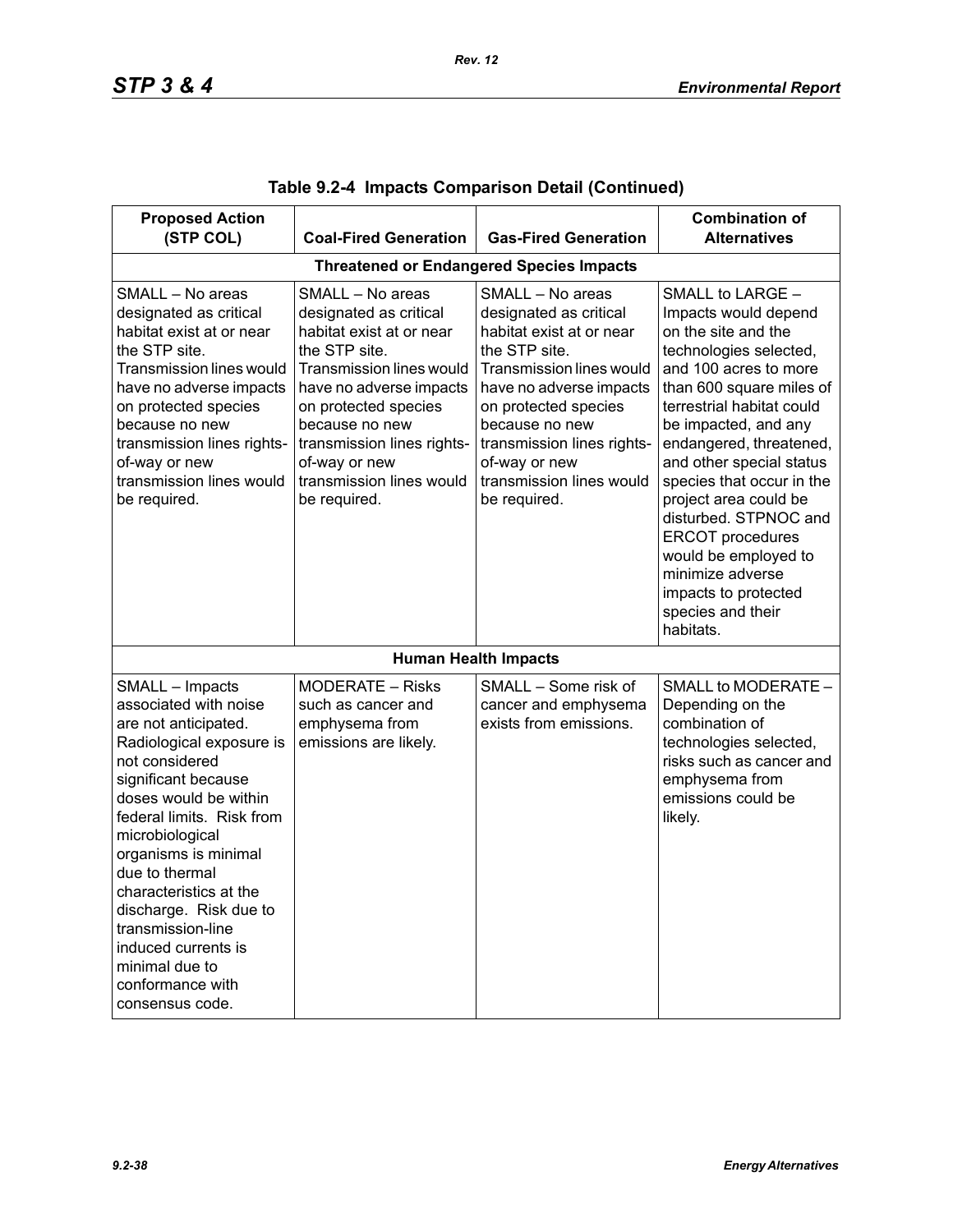### Table 9.2-4 Impacts Comparison Detail (Continued)

| Proposed Action (STP COL) | Coal-Fired Generation | Gas-Fired Generation | Combination of Alternatives |
|---|---|---|---|
| **Threatened or Endangered Species Impacts** | | | |
| SMALL – No areas designated as critical habitat exist at or near the STP site. Transmission lines would have no adverse impacts on protected species because no new transmission lines rights-of-way or new transmission lines would be required. | SMALL – No areas designated as critical habitat exist at or near the STP site. Transmission lines would have no adverse impacts on protected species because no new transmission lines rights-of-way or new transmission lines would be required. | SMALL – No areas designated as critical habitat exist at or near the STP site. Transmission lines would have no adverse impacts on protected species because no new transmission lines rights-of-way or new transmission lines would be required. | SMALL to LARGE – Impacts would depend on the site and the technologies selected, and 100 acres to more than 600 square miles of terrestrial habitat could be impacted, and any endangered, threatened, and other special status species that occur in the project area could be disturbed. STPNOC and ERCOT procedures would be employed to minimize adverse impacts to protected species and their habitats. |
| **Human Health Impacts** | | | |
| SMALL – Impacts associated with noise are not anticipated. Radiological exposure is not considered significant because doses would be within federal limits. Risk from microbiological organisms is minimal due to thermal characteristics at the discharge. Risk due to transmission-line induced currents is minimal due to conformance with consensus code. | MODERATE – Risks such as cancer and emphysema from emissions are likely. | SMALL – Some risk of cancer and emphysema exists from emissions. | SMALL to MODERATE – Depending on the combination of technologies selected, risks such as cancer and emphysema from emissions could be likely. |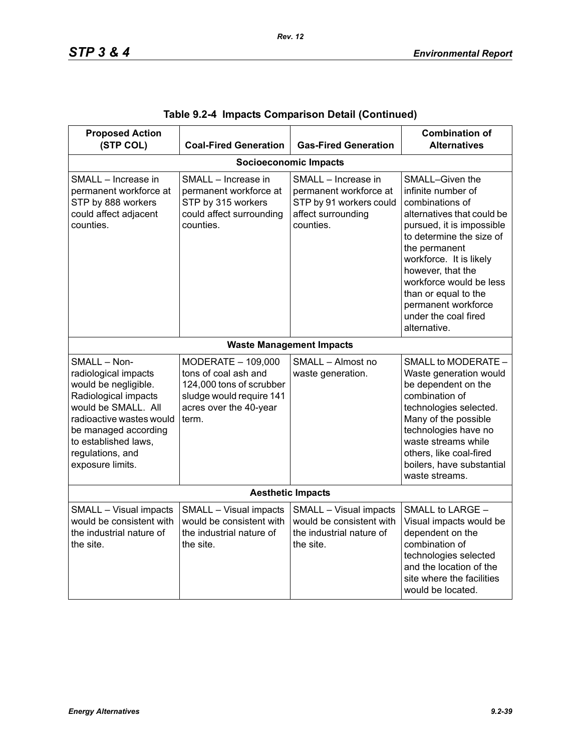**Table 9.2-4 Impacts Comparison Detail (Continued)**

| Proposed Action (STP COL) | Coal-Fired Generation | Gas-Fired Generation | Combination of Alternatives |
|---|---|---|---|
| **Socioeconomic Impacts** | | | |
| SMALL – Increase in permanent workforce at STP by 888 workers could affect adjacent counties. | SMALL – Increase in permanent workforce at STP by 315 workers could affect surrounding counties. | SMALL – Increase in permanent workforce at STP by 91 workers could affect surrounding counties. | SMALL–Given the infinite number of combinations of alternatives that could be pursued, it is impossible to determine the size of the permanent workforce. It is likely however, that the workforce would be less than or equal to the permanent workforce under the coal fired alternative. |
| **Waste Management Impacts** | | | |
| SMALL – Non-radiological impacts would be negligible. Radiological impacts would be SMALL. All radioactive wastes would be managed according to established laws, regulations, and exposure limits. | MODERATE – 109,000 tons of coal ash and 124,000 tons of scrubber sludge would require 141 acres over the 40-year term. | SMALL – Almost no waste generation. | SMALL to MODERATE – Waste generation would be dependent on the combination of technologies selected. Many of the possible technologies have no waste streams while others, like coal-fired boilers, have substantial waste streams. |
| **Aesthetic Impacts** | | | |
| SMALL – Visual impacts would be consistent with the industrial nature of the site. | SMALL – Visual impacts would be consistent with the industrial nature of the site. | SMALL – Visual impacts would be consistent with the industrial nature of the site. | SMALL to LARGE – Visual impacts would be dependent on the combination of technologies selected and the location of the site where the facilities would be located. |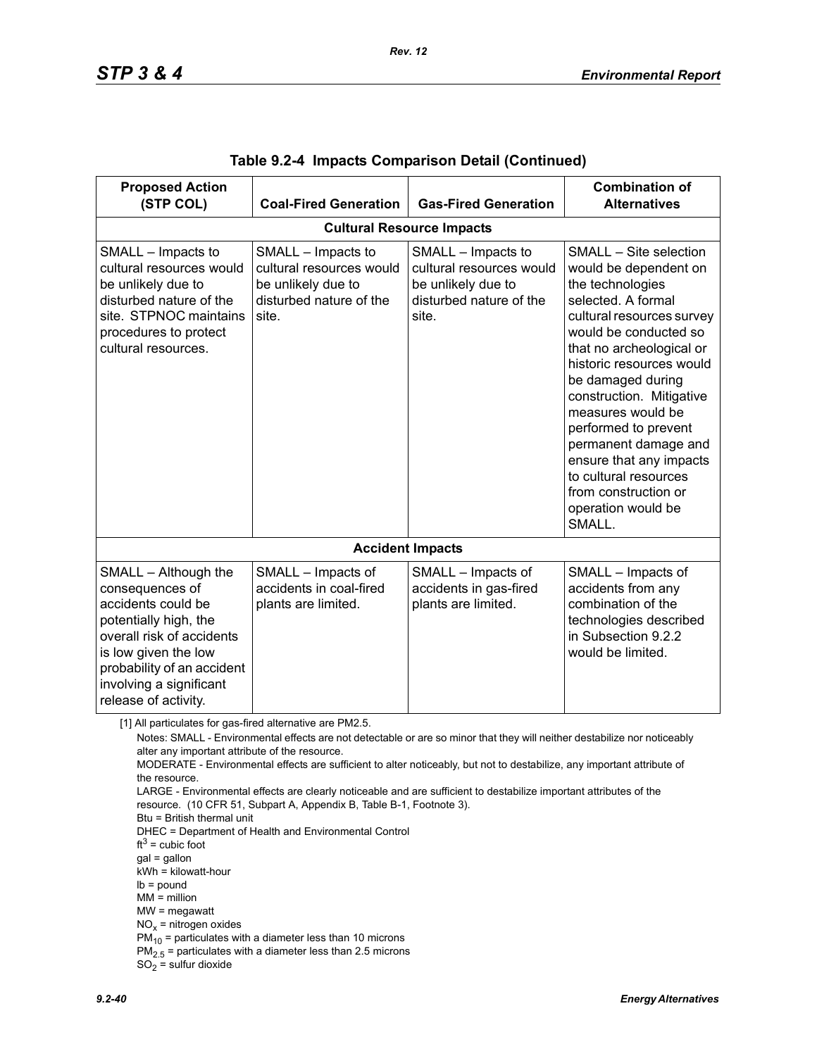## Table 9.2-4 Impacts Comparison Detail (Continued)

| Proposed Action (STP COL) | Coal-Fired Generation | Gas-Fired Generation | Combination of Alternatives |
|---|---|---|---|
| **Cultural Resource Impacts** | | | |
| SMALL – Impacts to cultural resources would be unlikely due to disturbed nature of the site. STPNOC maintains procedures to protect cultural resources. | SMALL – Impacts to cultural resources would be unlikely due to disturbed nature of the site. | SMALL – Impacts to cultural resources would be unlikely due to disturbed nature of the site. | SMALL – Site selection would be dependent on the technologies selected. A formal cultural resources survey would be conducted so that no archeological or historic resources would be damaged during construction. Mitigative measures would be performed to prevent permanent damage and ensure that any impacts to cultural resources from construction or operation would be SMALL. |
| **Accident Impacts** | | | |
| SMALL – Although the consequences of accidents could be potentially high, the overall risk of accidents is low given the low probability of an accident involving a significant release of activity. | SMALL – Impacts of accidents in coal-fired plants are limited. | SMALL – Impacts of accidents in gas-fired plants are limited. | SMALL – Impacts of accidents from any combination of the technologies described in Subsection 9.2.2 would be limited. |

[1] All particulates for gas-fired alternative are PM2.5.

Notes: SMALL - Environmental effects are not detectable or are so minor that they will neither destabilize nor noticeably alter any important attribute of the resource.

MODERATE - Environmental effects are sufficient to alter noticeably, but not to destabilize, any important attribute of the resource.

LARGE - Environmental effects are clearly noticeable and are sufficient to destabilize important attributes of the resource. (10 CFR 51, Subpart A, Appendix B, Table B-1, Footnote 3).

Btu = British thermal unit

DHEC = Department of Health and Environmental Control

$ft^3$ = cubic foot

gal = gallon

kWh = kilowatt-hour

lb = pound

MM = million

MW = megawatt

$NO_x$ = nitrogen oxides

$PM_{10}$ = particulates with a diameter less than 10 microns

$PM_{2.5}$ = particulates with a diameter less than 2.5 microns

$SO_2$ = sulfur dioxide